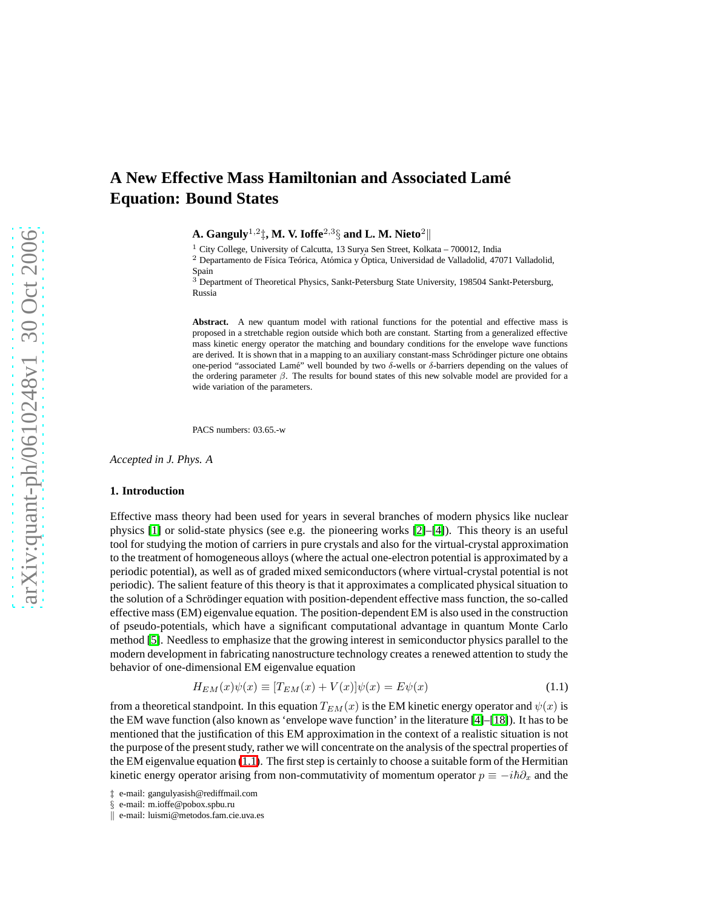# A New Effective Mass Hamiltonian and Associated Lamé Equation: Bound States

**A. Ganguly**[1,2]‡**, M. V. Ioffe**[2,3]§ **and L. M. Nieto**[2]‖

[1] City College, University of Calcutta, 13 Surya Sen Street, Kolkata – 700012, India
[2] Departamento de Física Teórica, Atómica y Óptica, Universidad de Valladolid, 47071 Valladolid, Spain
[3] Department of Theoretical Physics, Sankt-Petersburg State University, 198504 Sankt-Petersburg, Russia

**Abstract.** A new quantum model with rational functions for the potential and effective mass is proposed in a stretchable region outside which both are constant. Starting from a generalized effective mass kinetic energy operator the matching and boundary conditions for the envelope wave functions are derived. It is shown that in a mapping to an auxiliary constant-mass Schrödinger picture one obtains one-period "associated Lamé" well bounded by two $\delta$-wells or $\delta$-barriers depending on the values of the ordering parameter $\beta$. The results for bound states of this new solvable model are provided for a wide variation of the parameters.

PACS numbers: 03.65.-w

*Accepted in J. Phys. A*

## 1. Introduction

Effective mass theory had been used for years in several branches of modern physics like nuclear physics [1] or solid-state physics (see e.g. the pioneering works [2]–[4]). This theory is an useful tool for studying the motion of carriers in pure crystals and also for the virtual-crystal approximation to the treatment of homogeneous alloys (where the actual one-electron potential is approximated by a periodic potential), as well as of graded mixed semiconductors (where virtual-crystal potential is not periodic). The salient feature of this theory is that it approximates a complicated physical situation to the solution of a Schrödinger equation with position-dependent effective mass function, the so-called effective mass (EM) eigenvalue equation. The position-dependent EM is also used in the construction of pseudo-potentials, which have a significant computational advantage in quantum Monte Carlo method [5]. Needless to emphasize that the growing interest in semiconductor physics parallel to the modern development in fabricating nanostructure technology creates a renewed attention to study the behavior of one-dimensional EM eigenvalue equation

$$H_{EM}(x)\psi(x) \equiv [T_{EM}(x) + V(x)]\psi(x) = E\psi(x) \tag{1.1}$$

from a theoretical standpoint. In this equation $T_{EM}(x)$ is the EM kinetic energy operator and $\psi(x)$ is the EM wave function (also known as 'envelope wave function' in the literature [4]–[18]). It has to be mentioned that the justification of this EM approximation in the context of a realistic situation is not the purpose of the present study, rather we will concentrate on the analysis of the spectral properties of the EM eigenvalue equation (1.1). The first step is certainly to choose a suitable form of the Hermitian kinetic energy operator arising from non-commutativity of momentum operator $p \equiv -i\hbar\partial_x$ and the

‡ e-mail: gangulyasish@rediffmail.com
§ e-mail: m.ioffe@pobox.spbu.ru
‖ e-mail: luismi@metodos.fam.cie.uva.es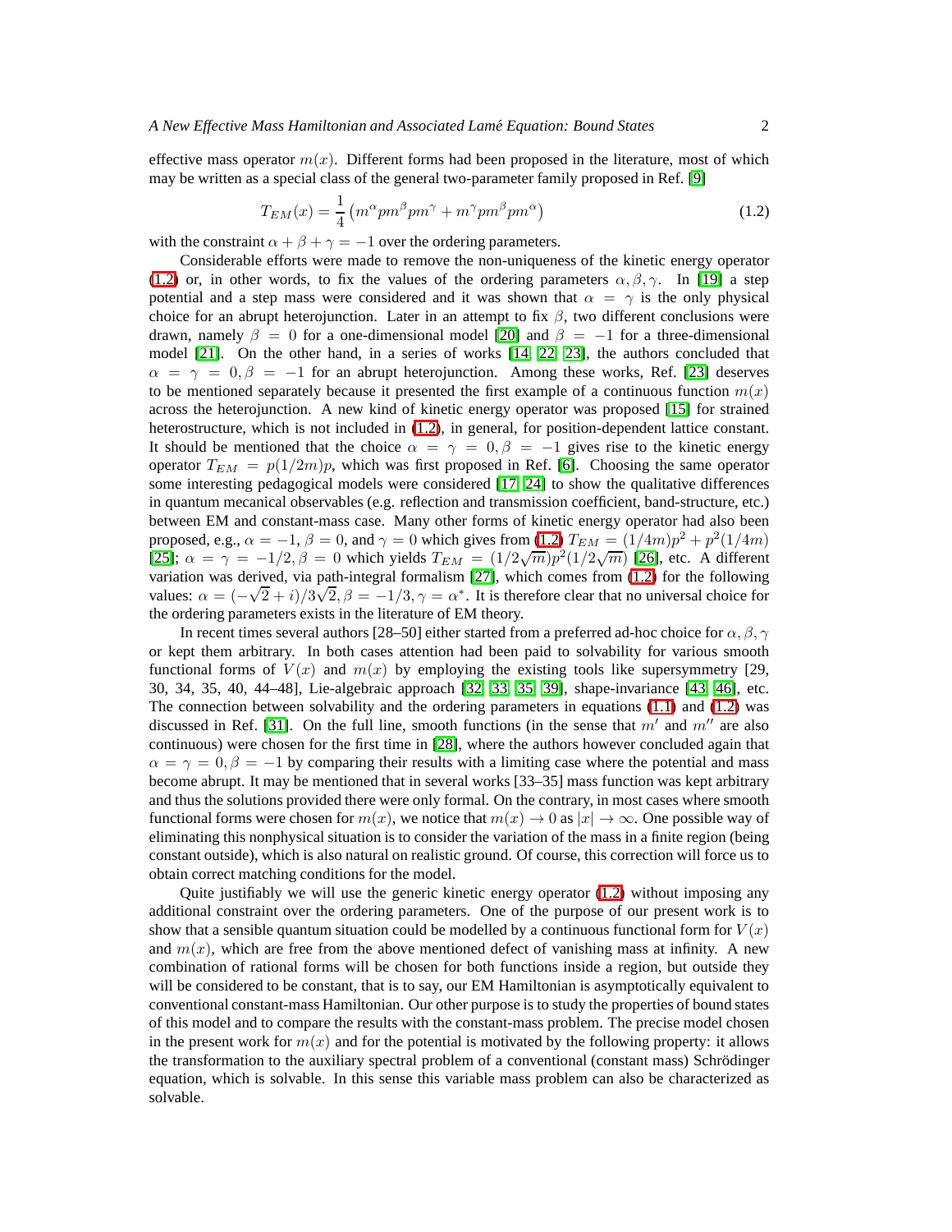effective mass operator $m(x)$. Different forms had been proposed in the literature, most of which may be written as a special class of the general two-parameter family proposed in Ref. [9]

$$T_{EM}(x) = \frac{1}{4}\left(m^{\alpha} p m^{\beta} p m^{\gamma} + m^{\gamma} p m^{\beta} p m^{\alpha}\right) \tag{1.2}$$

with the constraint $\alpha + \beta + \gamma = -1$ over the ordering parameters.

Considerable efforts were made to remove the non-uniqueness of the kinetic energy operator (1.2) or, in other words, to fix the values of the ordering parameters $\alpha, \beta, \gamma$. In [19] a step potential and a step mass were considered and it was shown that $\alpha = \gamma$ is the only physical choice for an abrupt heterojunction. Later in an attempt to fix $\beta$, two different conclusions were drawn, namely $\beta = 0$ for a one-dimensional model [20] and $\beta = -1$ for a three-dimensional model [21]. On the other hand, in a series of works [14, 22, 23], the authors concluded that $\alpha = \gamma = 0, \beta = -1$ for an abrupt heterojunction. Among these works, Ref. [23] deserves to be mentioned separately because it presented the first example of a continuous function $m(x)$ across the heterojunction. A new kind of kinetic energy operator was proposed [15] for strained heterostructure, which is not included in (1.2), in general, for position-dependent lattice constant. It should be mentioned that the choice $\alpha = \gamma = 0, \beta = -1$ gives rise to the kinetic energy operator $T_{EM} = p(1/2m)p$, which was first proposed in Ref. [6]. Choosing the same operator some interesting pedagogical models were considered [17, 24] to show the qualitative differences in quantum mecanical observables (e.g. reflection and transmission coefficient, band-structure, etc.) between EM and constant-mass case. Many other forms of kinetic energy operator had also been proposed, e.g., $\alpha = -1$, $\beta = 0$, and $\gamma = 0$ which gives from (1.2) $T_{EM} = (1/4m)p^2 + p^2(1/4m)$ [25]; $\alpha = \gamma = -1/2, \beta = 0$ which yields $T_{EM} = (1/2\sqrt{m})p^2(1/2\sqrt{m})$ [26], etc. A different variation was derived, via path-integral formalism [27], which comes from (1.2) for the following values: $\alpha = (-\sqrt{2} + i)/3\sqrt{2}, \beta = -1/3, \gamma = \alpha^*$. It is therefore clear that no universal choice for the ordering parameters exists in the literature of EM theory.

In recent times several authors [28–50] either started from a preferred ad-hoc choice for $\alpha, \beta, \gamma$ or kept them arbitrary. In both cases attention had been paid to solvability for various smooth functional forms of $V(x)$ and $m(x)$ by employing the existing tools like supersymmetry [29, 30, 34, 35, 40, 44–48], Lie-algebraic approach [32, 33, 35, 39], shape-invariance [43, 46], etc. The connection between solvability and the ordering parameters in equations (1.1) and (1.2) was discussed in Ref. [31]. On the full line, smooth functions (in the sense that $m'$ and $m''$ are also continuous) were chosen for the first time in [28], where the authors however concluded again that $\alpha = \gamma = 0, \beta = -1$ by comparing their results with a limiting case where the potential and mass become abrupt. It may be mentioned that in several works [33–35] mass function was kept arbitrary and thus the solutions provided there were only formal. On the contrary, in most cases where smooth functional forms were chosen for $m(x)$, we notice that $m(x) \to 0$ as $|x| \to \infty$. One possible way of eliminating this nonphysical situation is to consider the variation of the mass in a finite region (being constant outside), which is also natural on realistic ground. Of course, this correction will force us to obtain correct matching conditions for the model.

Quite justifiably we will use the generic kinetic energy operator (1.2) without imposing any additional constraint over the ordering parameters. One of the purpose of our present work is to show that a sensible quantum situation could be modelled by a continuous functional form for $V(x)$ and $m(x)$, which are free from the above mentioned defect of vanishing mass at infinity. A new combination of rational forms will be chosen for both functions inside a region, but outside they will be considered to be constant, that is to say, our EM Hamiltonian is asymptotically equivalent to conventional constant-mass Hamiltonian. Our other purpose is to study the properties of bound states of this model and to compare the results with the constant-mass problem. The precise model chosen in the present work for $m(x)$ and for the potential is motivated by the following property: it allows the transformation to the auxiliary spectral problem of a conventional (constant mass) Schrödinger equation, which is solvable. In this sense this variable mass problem can also be characterized as solvable.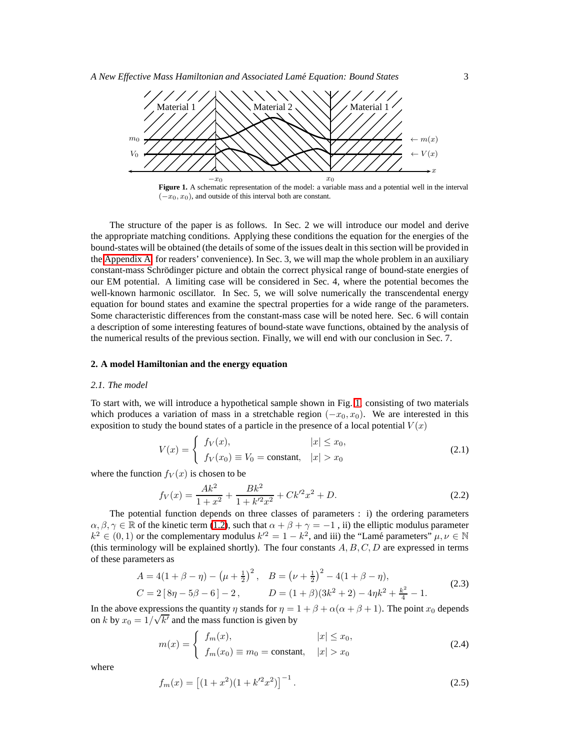**Figure 1.** A schematic representation of the model: a variable mass and a potential well in the interval $(-x_0, x_0)$, and outside of this interval both are constant.

The structure of the paper is as follows. In Sec. 2 we will introduce our model and derive the appropriate matching conditions. Applying these conditions the equation for the energies of the bound-states will be obtained (the details of some of the issues dealt in this section will be provided in the Appendix A for readers' convenience). In Sec. 3, we will map the whole problem in an auxiliary constant-mass Schrödinger picture and obtain the correct physical range of bound-state energies of our EM potential. A limiting case will be considered in Sec. 4, where the potential becomes the well-known harmonic oscillator. In Sec. 5, we will solve numerically the transcendental energy equation for bound states and examine the spectral properties for a wide range of the parameters. Some characteristic differences from the constant-mass case will be noted here. Sec. 6 will contain a description of some interesting features of bound-state wave functions, obtained by the analysis of the numerical results of the previous section. Finally, we will end with our conclusion in Sec. 7.

## 2. A model Hamiltonian and the energy equation

### *2.1. The model*

To start with, we will introduce a hypothetical sample shown in Fig. 1 consisting of two materials which produces a variation of mass in a stretchable region $(-x_0, x_0)$. We are interested in this exposition to study the bound states of a particle in the presence of a local potential $V(x)$

$$V(x) = \begin{cases} f_V(x), & |x| \le x_0, \\ f_V(x_0) \equiv V_0 = \text{constant}, & |x| > x_0 \end{cases} \tag{2.1}$$

where the function $f_V(x)$ is chosen to be

$$f_V(x) = \frac{Ak^2}{1+x^2} + \frac{Bk^2}{1+k'^2x^2} + Ck'^2x^2 + D. \tag{2.2}$$

The potential function depends on three classes of parameters : i) the ordering parameters $\alpha, \beta, \gamma \in \mathbb{R}$ of the kinetic term (1.2), such that $\alpha + \beta + \gamma = -1$ , ii) the elliptic modulus parameter $k^2 \in (0, 1)$ or the complementary modulus $k'^2 = 1 - k^2$, and iii) the "Lamé parameters" $\mu, \nu \in \mathbb{N}$ (this terminology will be explained shortly). The four constants $A, B, C, D$ are expressed in terms of these parameters as

$$\begin{aligned} A &= 4(1+\beta-\eta) - \left(\mu + \tfrac{1}{2}\right)^2, \quad & B &= \left(\nu + \tfrac{1}{2}\right)^2 - 4(1+\beta-\eta), \\ C &= 2\left[\,8\eta - 5\beta - 6\,\right] - 2\,, & D &= (1+\beta)(3k^2+2) - 4\eta k^2 + \tfrac{k^2}{4} - 1. \end{aligned} \tag{2.3}$$

In the above expressions the quantity $\eta$ stands for $\eta = 1 + \beta + \alpha(\alpha + \beta + 1)$. The point $x_0$ depends on $k$ by $x_0 = 1/\sqrt{k'}$ and the mass function is given by

$$m(x) = \begin{cases} f_m(x), & |x| \le x_0, \\ f_m(x_0) \equiv m_0 = \text{constant}, & |x| > x_0 \end{cases} \tag{2.4}$$

where

$$f_m(x) = \left[(1+x^2)(1+k'^2x^2)\right]^{-1}. \tag{2.5}$$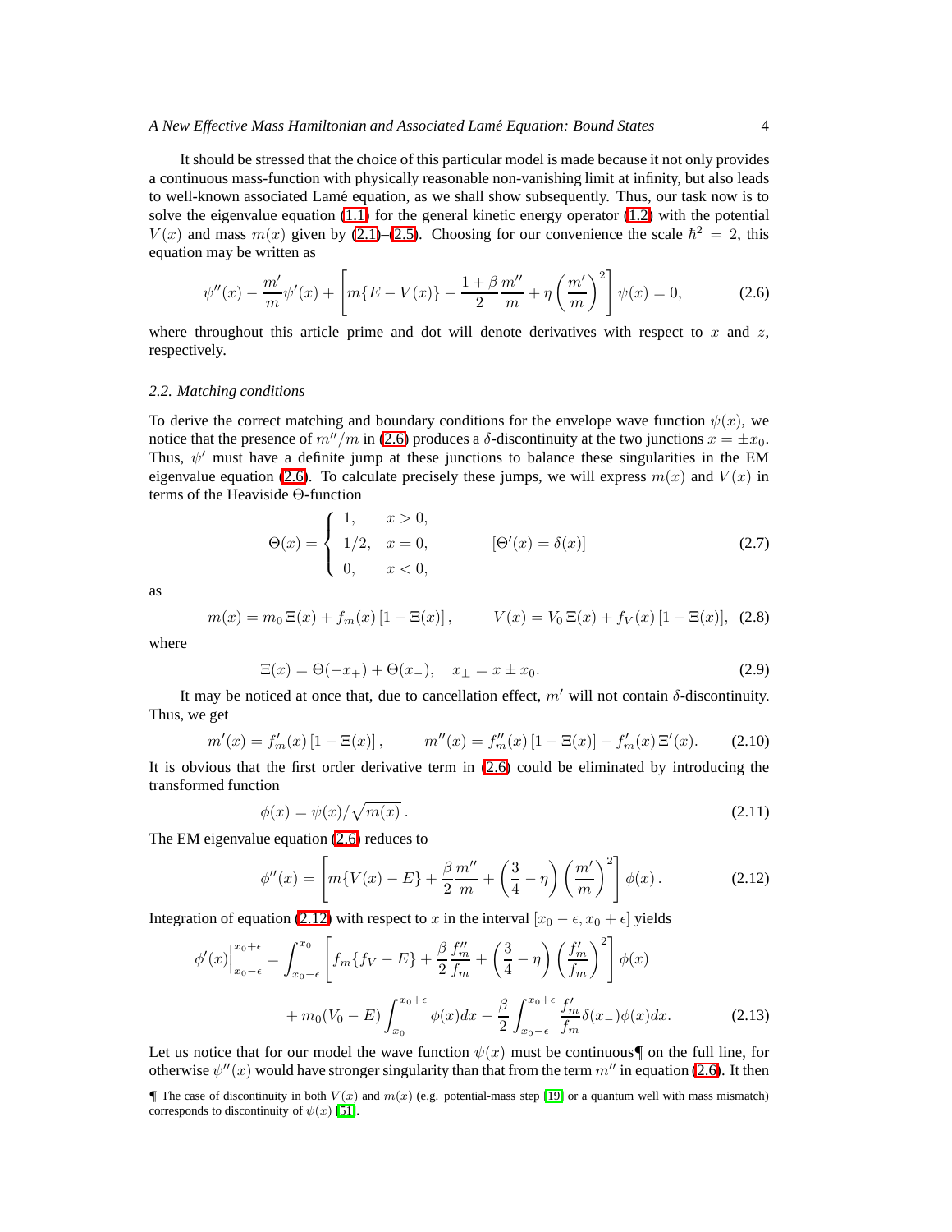It should be stressed that the choice of this particular model is made because it not only provides a continuous mass-function with physically reasonable non-vanishing limit at infinity, but also leads to well-known associated Lamé equation, as we shall show subsequently. Thus, our task now is to solve the eigenvalue equation (1.1) for the general kinetic energy operator (1.2) with the potential $V(x)$ and mass $m(x)$ given by (2.1)–(2.5). Choosing for our convenience the scale $\hbar^2 = 2$, this equation may be written as

$$\psi''(x) - \frac{m'}{m}\psi'(x) + \left[ m\{E - V(x)\} - \frac{1+\beta}{2}\frac{m''}{m} + \eta\left(\frac{m'}{m}\right)^2 \right]\psi(x) = 0, \tag{2.6}$$

where throughout this article prime and dot will denote derivatives with respect to $x$ and $z$, respectively.

### 2.2. Matching conditions

To derive the correct matching and boundary conditions for the envelope wave function $\psi(x)$, we notice that the presence of $m''/m$ in (2.6) produces a $\delta$-discontinuity at the two junctions $x = \pm x_0$. Thus, $\psi'$ must have a definite jump at these junctions to balance these singularities in the EM eigenvalue equation (2.6). To calculate precisely these jumps, we will express $m(x)$ and $V(x)$ in terms of the Heaviside $\Theta$-function

$$\Theta(x) = \begin{cases} 1, & x > 0, \\ 1/2, & x = 0, \\ 0, & x < 0, \end{cases} \qquad [\Theta'(x) = \delta(x)] \tag{2.7}$$

as

$$m(x) = m_0\,\Xi(x) + f_m(x)\,[1 - \Xi(x)], \qquad V(x) = V_0\,\Xi(x) + f_V(x)\,[1 - \Xi(x)], \tag{2.8}$$

where

$$\Xi(x) = \Theta(-x_+) + \Theta(x_-), \quad x_\pm = x \pm x_0. \tag{2.9}$$

It may be noticed at once that, due to cancellation effect, $m'$ will not contain $\delta$-discontinuity. Thus, we get

$$m'(x) = f_m'(x)\,[1 - \Xi(x)], \qquad m''(x) = f_m''(x)\,[1 - \Xi(x)] - f_m'(x)\,\Xi'(x). \tag{2.10}$$

It is obvious that the first order derivative term in (2.6) could be eliminated by introducing the transformed function

$$\phi(x) = \psi(x)/\sqrt{m(x)}\,. \tag{2.11}$$

The EM eigenvalue equation (2.6) reduces to

$$\phi''(x) = \left[ m\{V(x) - E\} + \frac{\beta}{2}\frac{m''}{m} + \left(\frac{3}{4} - \eta\right)\left(\frac{m'}{m}\right)^2 \right]\phi(x)\,. \tag{2.12}$$

Integration of equation (2.12) with respect to $x$ in the interval $[x_0 - \epsilon, x_0 + \epsilon]$ yields

$$\begin{aligned} \phi'(x)\Big|_{x_0-\epsilon}^{x_0+\epsilon} = \int_{x_0-\epsilon}^{x_0} &\left[ f_m\{f_V - E\} + \frac{\beta}{2}\frac{f_m''}{f_m} + \left(\frac{3}{4} - \eta\right)\left(\frac{f_m'}{f_m}\right)^2 \right]\phi(x) \\ &+ m_0(V_0 - E)\int_{x_0}^{x_0+\epsilon}\phi(x)dx - \frac{\beta}{2}\int_{x_0-\epsilon}^{x_0+\epsilon}\frac{f_m'}{f_m}\delta(x_-)\phi(x)dx. \end{aligned} \tag{2.13}$$

Let us notice that for our model the wave function $\psi(x)$ must be continuous¶ on the full line, for otherwise $\psi''(x)$ would have stronger singularity than that from the term $m''$ in equation (2.6). It then

¶ The case of discontinuity in both $V(x)$ and $m(x)$ (e.g. potential-mass step [19] or a quantum well with mass mismatch) corresponds to discontinuity of $\psi(x)$ [51].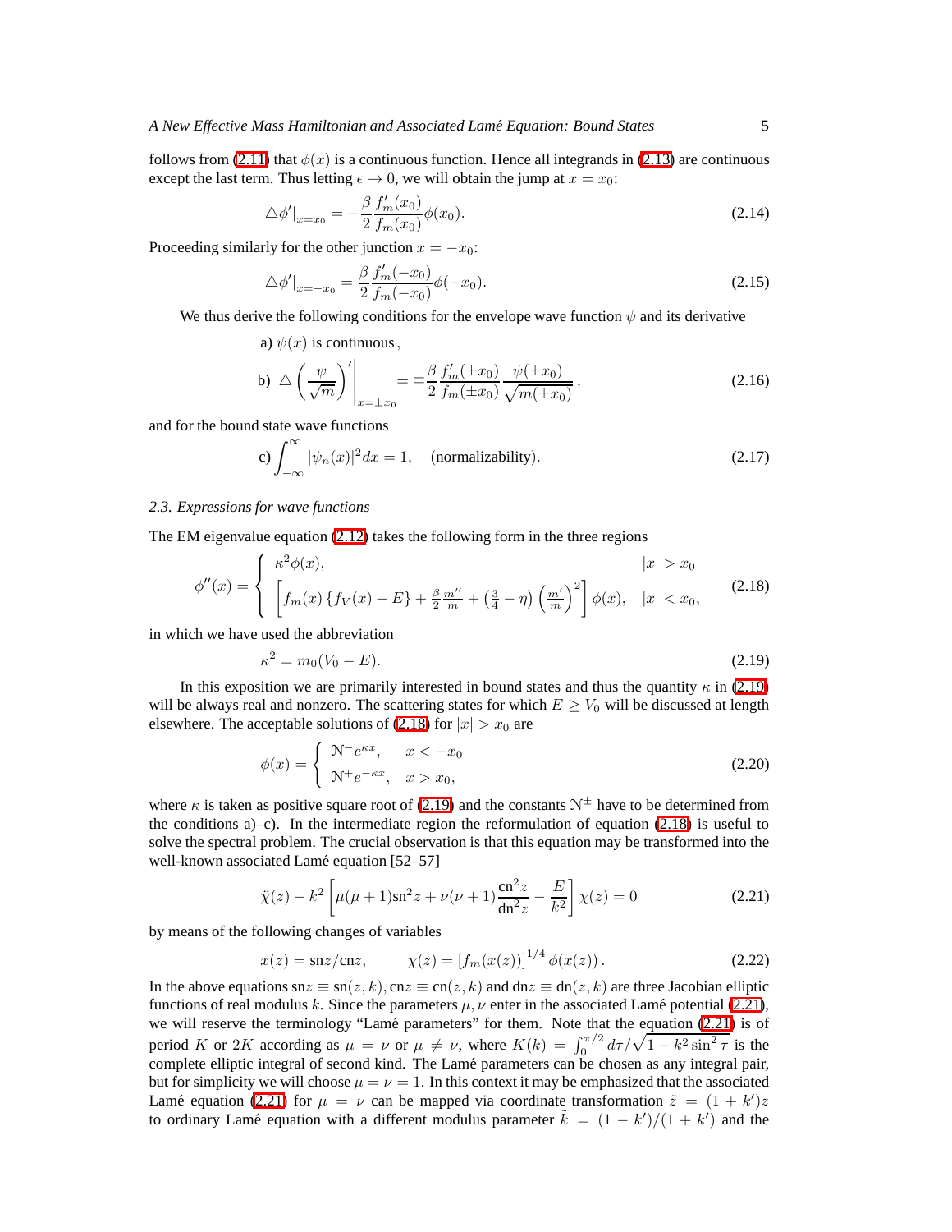follows from (2.11) that $\phi(x)$ is a continuous function. Hence all integrands in (2.13) are continuous except the last term. Thus letting $\epsilon \to 0$, we will obtain the jump at $x = x_0$:

$$\triangle\phi'|_{x=x_0} = -\frac{\beta}{2}\frac{f_m'(x_0)}{f_m(x_0)}\phi(x_0). \tag{2.14}$$

Proceeding similarly for the other junction $x = -x_0$:

$$\triangle\phi'|_{x=-x_0} = \frac{\beta}{2}\frac{f_m'(-x_0)}{f_m(-x_0)}\phi(-x_0). \tag{2.15}$$

We thus derive the following conditions for the envelope wave function $\psi$ and its derivative

$$\text{a) } \psi(x) \text{ is continuous},$$

$$\text{b) } \triangle\left(\frac{\psi}{\sqrt{m}}\right)'\Bigg|_{x=\pm x_0} = \mp\frac{\beta}{2}\frac{f_m'(\pm x_0)}{f_m(\pm x_0)}\frac{\psi(\pm x_0)}{\sqrt{m(\pm x_0)}}, \tag{2.16}$$

and for the bound state wave functions

$$\text{c) } \int_{-\infty}^{\infty}|\psi_n(x)|^2 dx = 1, \quad \text{(normalizability)}. \tag{2.17}$$

### 2.3. Expressions for wave functions

The EM eigenvalue equation (2.12) takes the following form in the three regions

$$\phi''(x) = \begin{cases} \kappa^2\phi(x), & |x| > x_0 \\ \left[f_m(x)\{f_V(x) - E\} + \frac{\beta}{2}\frac{m''}{m} + \left(\frac{3}{4} - \eta\right)\left(\frac{m'}{m}\right)^2\right]\phi(x), & |x| < x_0, \end{cases} \tag{2.18}$$

in which we have used the abbreviation

$$\kappa^2 = m_0(V_0 - E). \tag{2.19}$$

In this exposition we are primarily interested in bound states and thus the quantity $\kappa$ in (2.19) will be always real and nonzero. The scattering states for which $E \geq V_0$ will be discussed at length elsewhere. The acceptable solutions of (2.18) for $|x| > x_0$ are

$$\phi(x) = \begin{cases} \mathcal{N}^- e^{\kappa x}, & x < -x_0 \\ \mathcal{N}^+ e^{-\kappa x}, & x > x_0, \end{cases} \tag{2.20}$$

where $\kappa$ is taken as positive square root of (2.19) and the constants $\mathcal{N}^\pm$ have to be determined from the conditions a)–c). In the intermediate region the reformulation of equation (2.18) is useful to solve the spectral problem. The crucial observation is that this equation may be transformed into the well-known associated Lamé equation [52–57]

$$\ddot{\chi}(z) - k^2\left[\mu(\mu+1)\text{sn}^2 z + \nu(\nu+1)\frac{\text{cn}^2 z}{\text{dn}^2 z} - \frac{E}{k^2}\right]\chi(z) = 0 \tag{2.21}$$

by means of the following changes of variables

$$x(z) = \text{sn}z/\text{cn}z, \qquad \chi(z) = [f_m(x(z))]^{1/4}\phi(x(z)). \tag{2.22}$$

In the above equations $\text{sn}z \equiv \text{sn}(z,k), \text{cn}z \equiv \text{cn}(z,k)$ and $\text{dn}z \equiv \text{dn}(z,k)$ are three Jacobian elliptic functions of real modulus $k$. Since the parameters $\mu, \nu$ enter in the associated Lamé potential (2.21), we will reserve the terminology "Lamé parameters" for them. Note that the equation (2.21) is of period $K$ or $2K$ according as $\mu = \nu$ or $\mu \neq \nu$, where $K(k) = \int_0^{\pi/2} d\tau/\sqrt{1 - k^2\sin^2\tau}$ is the complete elliptic integral of second kind. The Lamé parameters can be chosen as any integral pair, but for simplicity we will choose $\mu = \nu = 1$. In this context it may be emphasized that the associated Lamé equation (2.21) for $\mu = \nu$ can be mapped via coordinate transformation $\tilde{z} = (1 + k')z$ to ordinary Lamé equation with a different modulus parameter $\tilde{k} = (1 - k')/(1 + k')$ and the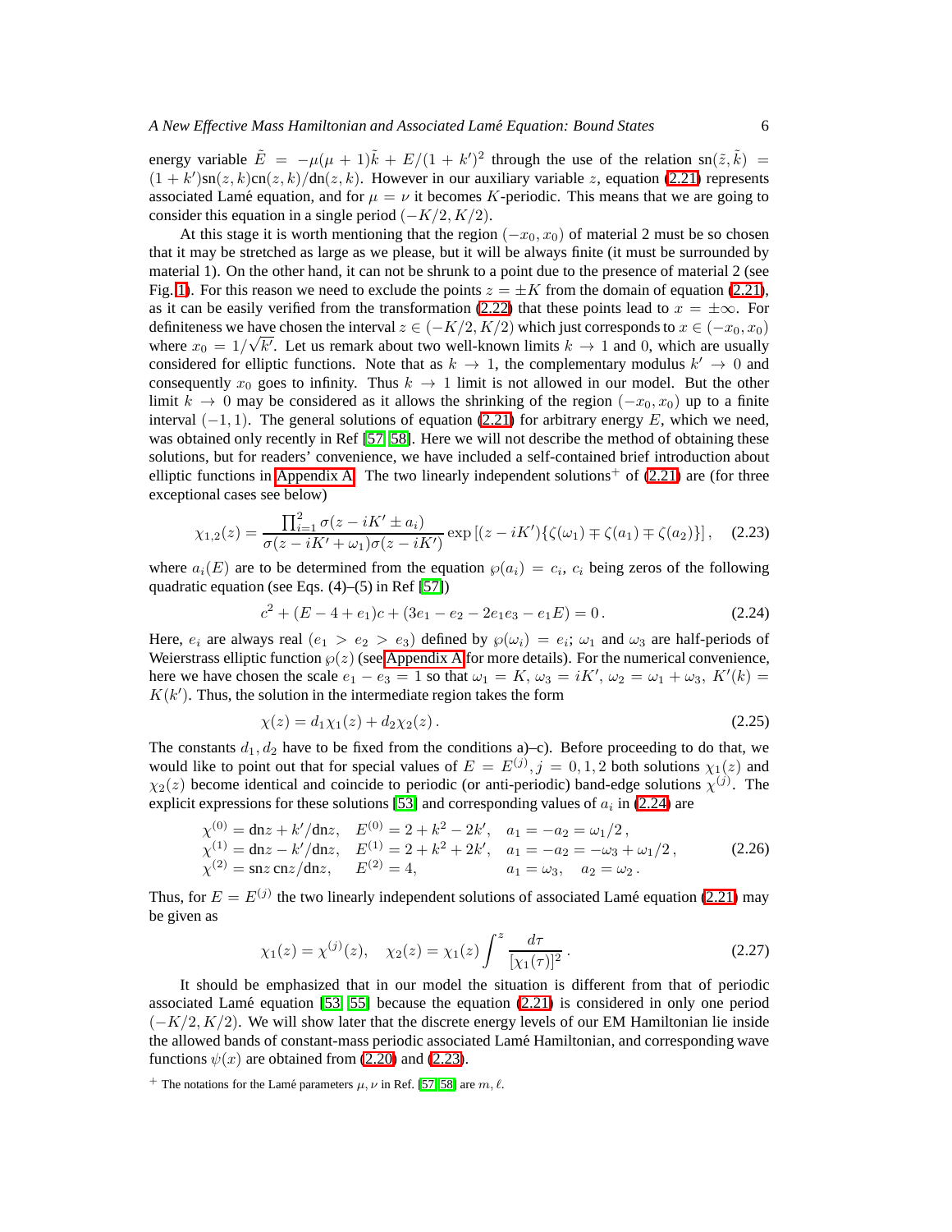energy variable $\tilde{E} = -\mu(\mu+1)\tilde{k} + E/(1+k')^2$ through the use of the relation $\text{sn}(\tilde{z},\tilde{k}) = (1+k')\text{sn}(z,k)\text{cn}(z,k)/\text{dn}(z,k)$. However in our auxiliary variable $z$, equation (2.21) represents associated Lamé equation, and for $\mu = \nu$ it becomes $K$-periodic. This means that we are going to consider this equation in a single period $(-K/2, K/2)$.

At this stage it is worth mentioning that the region $(-x_0, x_0)$ of material 2 must be so chosen that it may be stretched as large as we please, but it will be always finite (it must be surrounded by material 1). On the other hand, it can not be shrunk to a point due to the presence of material 2 (see Fig. 1). For this reason we need to exclude the points $z = \pm K$ from the domain of equation (2.21), as it can be easily verified from the transformation (2.22) that these points lead to $x = \pm\infty$. For definiteness we have chosen the interval $z \in (-K/2, K/2)$ which just corresponds to $x \in (-x_0, x_0)$ where $x_0 = 1/\sqrt{k'}$. Let us remark about two well-known limits $k \to 1$ and $0$, which are usually considered for elliptic functions. Note that as $k \to 1$, the complementary modulus $k' \to 0$ and consequently $x_0$ goes to infinity. Thus $k \to 1$ limit is not allowed in our model. But the other limit $k \to 0$ may be considered as it allows the shrinking of the region $(-x_0, x_0)$ up to a finite interval $(-1, 1)$. The general solutions of equation (2.21) for arbitrary energy $E$, which we need, was obtained only recently in Ref [57, 58]. Here we will not describe the method of obtaining these solutions, but for readers' convenience, we have included a self-contained brief introduction about elliptic functions in Appendix A. The two linearly independent solutions[+] of (2.21) are (for three exceptional cases see below)

$$\chi_{1,2}(z) = \frac{\prod_{i=1}^{2}\sigma(z - iK' \pm a_i)}{\sigma(z - iK' + \omega_1)\sigma(z - iK')} \exp\left[(z - iK')\{\zeta(\omega_1) \mp \zeta(a_1) \mp \zeta(a_2)\}\right], \quad (2.23)$$

where $a_i(E)$ are to be determined from the equation $\wp(a_i) = c_i$, $c_i$ being zeros of the following quadratic equation (see Eqs. (4)–(5) in Ref [57])

$$c^2 + (E - 4 + e_1)c + (3e_1 - e_2 - 2e_1e_3 - e_1E) = 0\,. \quad (2.24)$$

Here, $e_i$ are always real ($e_1 > e_2 > e_3$) defined by $\wp(\omega_i) = e_i$; $\omega_1$ and $\omega_3$ are half-periods of Weierstrass elliptic function $\wp(z)$ (see Appendix A for more details). For the numerical convenience, here we have chosen the scale $e_1 - e_3 = 1$ so that $\omega_1 = K$, $\omega_3 = iK'$, $\omega_2 = \omega_1 + \omega_3$, $K'(k) = K(k')$. Thus, the solution in the intermediate region takes the form

$$\chi(z) = d_1\chi_1(z) + d_2\chi_2(z)\,. \quad (2.25)$$

The constants $d_1, d_2$ have to be fixed from the conditions a)–c). Before proceeding to do that, we would like to point out that for special values of $E = E^{(j)}, j = 0, 1, 2$ both solutions $\chi_1(z)$ and $\chi_2(z)$ become identical and coincide to periodic (or anti-periodic) band-edge solutions $\chi^{(j)}$. The explicit expressions for these solutions [53] and corresponding values of $a_i$ in (2.24) are

$$\begin{array}{lll}
\chi^{(0)} = \text{dn}z + k'/\text{dn}z, & E^{(0)} = 2 + k^2 - 2k', & a_1 = -a_2 = \omega_1/2\,, \\
\chi^{(1)} = \text{dn}z - k'/\text{dn}z, & E^{(1)} = 2 + k^2 + 2k', & a_1 = -a_2 = -\omega_3 + \omega_1/2\,, \\
\chi^{(2)} = \text{sn}z\,\text{cn}z/\text{dn}z, & E^{(2)} = 4, & a_1 = \omega_3, \quad a_2 = \omega_2\,.
\end{array} \quad (2.26)$$

Thus, for $E = E^{(j)}$ the two linearly independent solutions of associated Lamé equation (2.21) may be given as

$$\chi_1(z) = \chi^{(j)}(z), \quad \chi_2(z) = \chi_1(z)\int^z \frac{d\tau}{[\chi_1(\tau)]^2}\,. \quad (2.27)$$

It should be emphasized that in our model the situation is different from that of periodic associated Lamé equation [53, 55] because the equation (2.21) is considered in only one period $(-K/2, K/2)$. We will show later that the discrete energy levels of our EM Hamiltonian lie inside the allowed bands of constant-mass periodic associated Lamé Hamiltonian, and corresponding wave functions $\psi(x)$ are obtained from (2.20) and (2.23).

[+] The notations for the Lamé parameters $\mu, \nu$ in Ref. [57, 58] are $m, \ell$.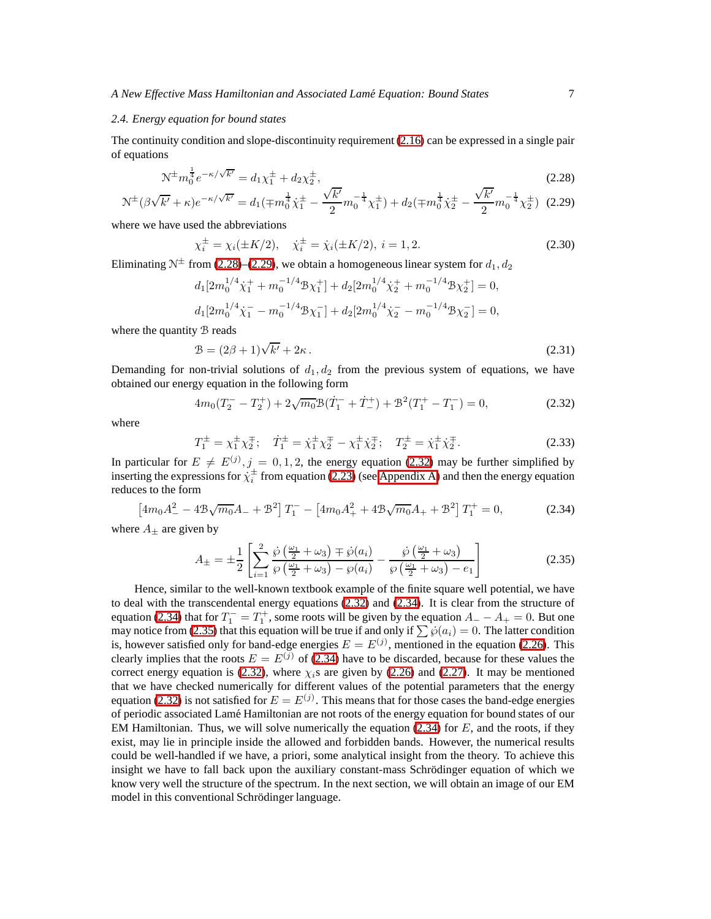### 2.4. Energy equation for bound states

The continuity condition and slope-discontinuity requirement (2.16) can be expressed in a single pair of equations

$$\mathcal{N}^{\pm} m_0^{\frac{1}{4}} e^{-\kappa/\sqrt{k'}} = d_1 \chi_1^{\pm} + d_2 \chi_2^{\pm}, \tag{2.28}$$

$$\mathcal{N}^{\pm}(\beta\sqrt{k'} + \kappa) e^{-\kappa/\sqrt{k'}} = d_1(\mp m_0^{\frac{1}{4}} \dot{\chi}_1^{\pm} - \frac{\sqrt{k'}}{2} m_0^{-\frac{1}{4}} \chi_1^{\pm}) + d_2(\mp m_0^{\frac{1}{4}} \dot{\chi}_2^{\pm} - \frac{\sqrt{k'}}{2} m_0^{-\frac{1}{4}} \chi_2^{\pm}) \tag{2.29}$$

where we have used the abbreviations

$$\chi_i^{\pm} = \chi_i(\pm K/2), \quad \dot{\chi}_i^{\pm} = \dot{\chi}_i(\pm K/2), \; i = 1, 2. \tag{2.30}$$

Eliminating $\mathcal{N}^{\pm}$ from (2.28)–(2.29), we obtain a homogeneous linear system for $d_1, d_2$

$$d_1[2m_0^{1/4}\dot{\chi}_1^{+} + m_0^{-1/4}\mathcal{B}\chi_1^{+}] + d_2[2m_0^{1/4}\dot{\chi}_2^{+} + m_0^{-1/4}\mathcal{B}\chi_2^{+}] = 0,$$

$$d_1[2m_0^{1/4}\dot{\chi}_1^{-} - m_0^{-1/4}\mathcal{B}\chi_1^{-}] + d_2[2m_0^{1/4}\dot{\chi}_2^{-} - m_0^{-1/4}\mathcal{B}\chi_2^{-}] = 0,$$

where the quantity $\mathcal{B}$ reads

$$\mathcal{B} = (2\beta + 1)\sqrt{k'} + 2\kappa\,. \tag{2.31}$$

Demanding for non-trivial solutions of $d_1, d_2$ from the previous system of equations, we have obtained our energy equation in the following form

$$4m_0(T_2^{-} - T_2^{+}) + 2\sqrt{m_0}\mathcal{B}(\dot{T}_1^{-} + \dot{T}_{-}^{+}) + \mathcal{B}^2(T_1^{+} - T_1^{-}) = 0, \tag{2.32}$$

where

$$T_1^{\pm} = \chi_1^{\pm}\chi_2^{\mp}; \quad \dot{T}_1^{\pm} = \dot{\chi}_1^{\pm}\chi_2^{\mp} - \chi_1^{\pm}\dot{\chi}_2^{\mp}; \quad T_2^{\pm} = \dot{\chi}_1^{\pm}\dot{\chi}_2^{\mp}. \tag{2.33}$$

In particular for $E \neq E^{(j)}, j = 0, 1, 2$, the energy equation (2.32) may be further simplified by inserting the expressions for $\dot{\chi}_i^{\pm}$ from equation (2.23) (see Appendix A) and then the energy equation reduces to the form

$$\left[4m_0 A_-^2 - 4\mathcal{B}\sqrt{m_0}A_- + \mathcal{B}^2\right] T_1^{-} - \left[4m_0 A_+^2 + 4\mathcal{B}\sqrt{m_0}A_+ + \mathcal{B}^2\right] T_1^{+} = 0, \tag{2.34}$$

where $A_{\pm}$ are given by

$$A_{\pm} = \pm\frac{1}{2}\left[\sum_{i=1}^{2} \frac{\dot{\wp}\left(\frac{\omega_1}{2} + \omega_3\right) \mp \dot{\wp}(a_i)}{\wp\left(\frac{\omega_1}{2} + \omega_3\right) - \wp(a_i)} - \frac{\dot{\wp}\left(\frac{\omega_1}{2} + \omega_3\right)}{\wp\left(\frac{\omega_1}{2} + \omega_3\right) - e_1}\right] \tag{2.35}$$

Hence, similar to the well-known textbook example of the finite square well potential, we have to deal with the transcendental energy equations (2.32) and (2.34). It is clear from the structure of equation (2.34) that for $T_1^{-} = T_1^{+}$, some roots will be given by the equation $A_- - A_+ = 0$. But one may notice from (2.35) that this equation will be true if and only if $\sum \dot{\wp}(a_i) = 0$. The latter condition is, however satisfied only for band-edge energies $E = E^{(j)}$, mentioned in the equation (2.26). This clearly implies that the roots $E = E^{(j)}$ of (2.34) have to be discarded, because for these values the correct energy equation is (2.32), where $\chi_i$s are given by (2.26) and (2.27). It may be mentioned that we have checked numerically for different values of the potential parameters that the energy equation (2.32) is not satisfied for $E = E^{(j)}$. This means that for those cases the band-edge energies of periodic associated Lamé Hamiltonian are not roots of the energy equation for bound states of our EM Hamiltonian. Thus, we will solve numerically the equation (2.34) for $E$, and the roots, if they exist, may lie in principle inside the allowed and forbidden bands. However, the numerical results could be well-handled if we have, a priori, some analytical insight from the theory. To achieve this insight we have to fall back upon the auxiliary constant-mass Schrödinger equation of which we know very well the structure of the spectrum. In the next section, we will obtain an image of our EM model in this conventional Schrödinger language.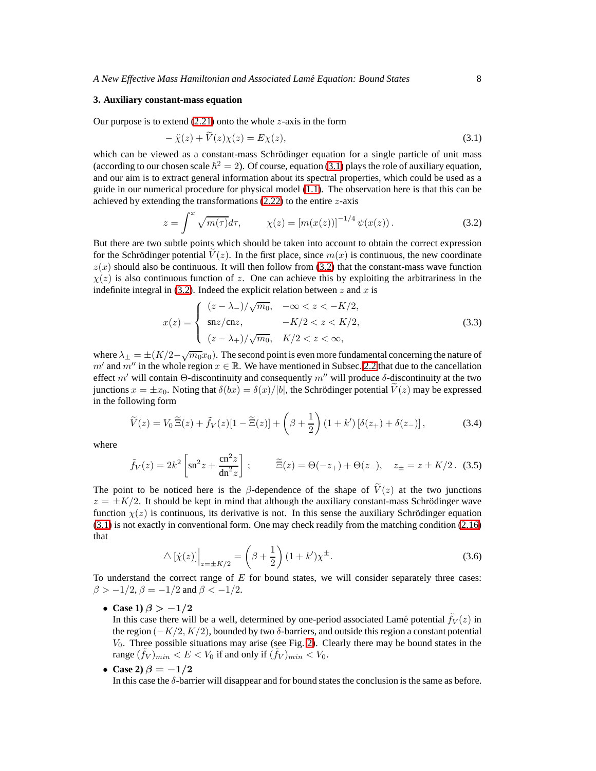## 3. Auxiliary constant-mass equation

Our purpose is to extend (2.21) onto the whole $z$-axis in the form

$$-\ddot{\chi}(z) + \widetilde{V}(z)\chi(z) = E\chi(z), \tag{3.1}$$

which can be viewed as a constant-mass Schrödinger equation for a single particle of unit mass (according to our chosen scale $\hbar^2 = 2$). Of course, equation (3.1) plays the role of auxiliary equation, and our aim is to extract general information about its spectral properties, which could be used as a guide in our numerical procedure for physical model (1.1). The observation here is that this can be achieved by extending the transformations (2.22) to the entire $z$-axis

$$z = \int^x \sqrt{m(\tau)}d\tau, \qquad \chi(z) = [m(x(z))]^{-1/4}\,\psi(x(z))\,. \tag{3.2}$$

But there are two subtle points which should be taken into account to obtain the correct expression for the Schrödinger potential $\widetilde{V}(z)$. In the first place, since $m(x)$ is continuous, the new coordinate $z(x)$ should also be continuous. It will then follow from (3.2) that the constant-mass wave function $\chi(z)$ is also continuous function of $z$. One can achieve this by exploiting the arbitrariness in the indefinite integral in (3.2). Indeed the explicit relation between $z$ and $x$ is

$$x(z) = \begin{cases} (z-\lambda_-)/\sqrt{m_0}, & -\infty < z < -K/2, \\ \mathrm{sn}z/\mathrm{cn}z, & -K/2 < z < K/2, \\ (z-\lambda_+)/\sqrt{m_0}, & K/2 < z < \infty, \end{cases} \tag{3.3}$$

where $\lambda_\pm = \pm(K/2 - \sqrt{m_0}x_0)$. The second point is even more fundamental concerning the nature of $m'$ and $m''$ in the whole region $x \in \mathbb{R}$. We have mentioned in Subsec. 2.2 that due to the cancellation effect $m'$ will contain $\Theta$-discontinuity and consequently $m''$ will produce $\delta$-discontinuity at the two junctions $x = \pm x_0$. Noting that $\delta(bx) = \delta(x)/|b|$, the Schrödinger potential $\widetilde{V}(z)$ may be expressed in the following form

$$\widetilde{V}(z) = V_0\,\widetilde{\Xi}(z) + \tilde{f}_V(z)[1-\widetilde{\Xi}(z)] + \left(\beta + \frac{1}{2}\right)(1+k')\left[\delta(z_+) + \delta(z_-)\right], \tag{3.4}$$

where

$$\tilde{f}_V(z) = 2k^2\left[\mathrm{sn}^2 z + \frac{\mathrm{cn}^2 z}{\mathrm{dn}^2 z}\right]; \qquad \widetilde{\Xi}(z) = \Theta(-z_+) + \Theta(z_-), \quad z_\pm = z \pm K/2\,. \tag{3.5}$$

The point to be noticed here is the $\beta$-dependence of the shape of $\widetilde{V}(z)$ at the two junctions $z = \pm K/2$. It should be kept in mind that although the auxiliary constant-mass Schrödinger wave function $\chi(z)$ is continuous, its derivative is not. In this sense the auxiliary Schrödinger equation (3.1) is not exactly in conventional form. One may check readily from the matching condition (2.16) that

$$\triangle\left[\dot{\chi}(z)\right]\Big|_{z=\pm K/2} = \left(\beta + \frac{1}{2}\right)(1+k')\chi^\pm. \tag{3.6}$$

To understand the correct range of $E$ for bound states, we will consider separately three cases: $\beta > -1/2$, $\beta = -1/2$ and $\beta < -1/2$.

- **Case 1) $\boldsymbol{\beta > -1/2}$**
  In this case there will be a well, determined by one-period associated Lamé potential $\tilde{f}_V(z)$ in the region $(-K/2, K/2)$, bounded by two $\delta$-barriers, and outside this region a constant potential $V_0$. Three possible situations may arise (see Fig. 2). Clearly there may be bound states in the range $(\tilde{f}_V)_{min} < E < V_0$ if and only if $(\tilde{f}_V)_{min} < V_0$.

- **Case 2) $\boldsymbol{\beta = -1/2}$**
  In this case the $\delta$-barrier will disappear and for bound states the conclusion is the same as before.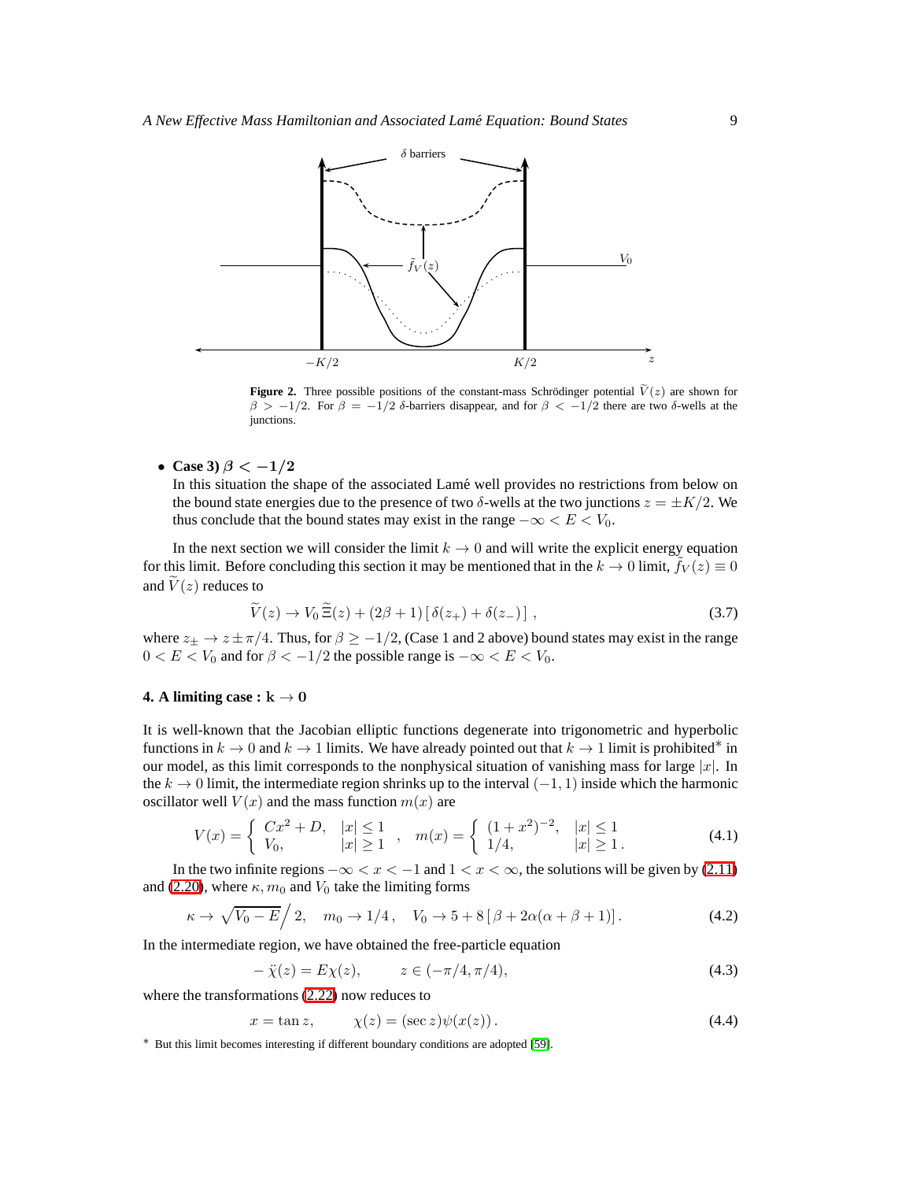**Figure 2.** Three possible positions of the constant-mass Schrödinger potential $\widetilde{V}(z)$ are shown for $\beta > -1/2$. For $\beta = -1/2$ $\delta$-barriers disappear, and for $\beta < -1/2$ there are two $\delta$-wells at the junctions.

- **Case 3) $\beta < -1/2$**
  In this situation the shape of the associated Lamé well provides no restrictions from below on the bound state energies due to the presence of two $\delta$-wells at the two junctions $z = \pm K/2$. We thus conclude that the bound states may exist in the range $-\infty < E < V_0$.

In the next section we will consider the limit $k \to 0$ and will write the explicit energy equation for this limit. Before concluding this section it may be mentioned that in the $k \to 0$ limit, $\tilde{f}_V(z) \equiv 0$ and $\widetilde{V}(z)$ reduces to

$$\widetilde{V}(z) \to V_0\, \widetilde{\Xi}(z) + (2\beta + 1)\left[\delta(z_+) + \delta(z_-)\right], \tag{3.7}$$

where $z_\pm \to z \pm \pi/4$. Thus, for $\beta \geq -1/2$, (Case 1 and 2 above) bound states may exist in the range $0 < E < V_0$ and for $\beta < -1/2$ the possible range is $-\infty < E < V_0$.

## 4. A limiting case : $\mathbf{k \to 0}$

It is well-known that the Jacobian elliptic functions degenerate into trigonometric and hyperbolic functions in $k \to 0$ and $k \to 1$ limits. We have already pointed out that $k \to 1$ limit is prohibited* in our model, as this limit corresponds to the nonphysical situation of vanishing mass for large $|x|$. In the $k \to 0$ limit, the intermediate region shrinks up to the interval $(-1, 1)$ inside which the harmonic oscillator well $V(x)$ and the mass function $m(x)$ are

$$V(x) = \begin{cases} Cx^2 + D, & |x| \leq 1 \\ V_0, & |x| \geq 1 \end{cases}, \quad m(x) = \begin{cases} (1+x^2)^{-2}, & |x| \leq 1 \\ 1/4, & |x| \geq 1\,. \end{cases} \tag{4.1}$$

In the two infinite regions $-\infty < x < -1$ and $1 < x < \infty$, the solutions will be given by (2.11) and (2.20), where $\kappa, m_0$ and $V_0$ take the limiting forms

$$\kappa \to \sqrt{V_0 - E}\Big/ 2, \quad m_0 \to 1/4\,, \quad V_0 \to 5 + 8\left[\beta + 2\alpha(\alpha + \beta + 1)\right]. \tag{4.2}$$

In the intermediate region, we have obtained the free-particle equation

$$-\ddot{\chi}(z) = E\chi(z), \qquad z \in (-\pi/4, \pi/4), \tag{4.3}$$

where the transformations (2.22) now reduces to

$$x = \tan z, \qquad \chi(z) = (\sec z)\psi(x(z))\,. \tag{4.4}$$

* But this limit becomes interesting if different boundary conditions are adopted [59].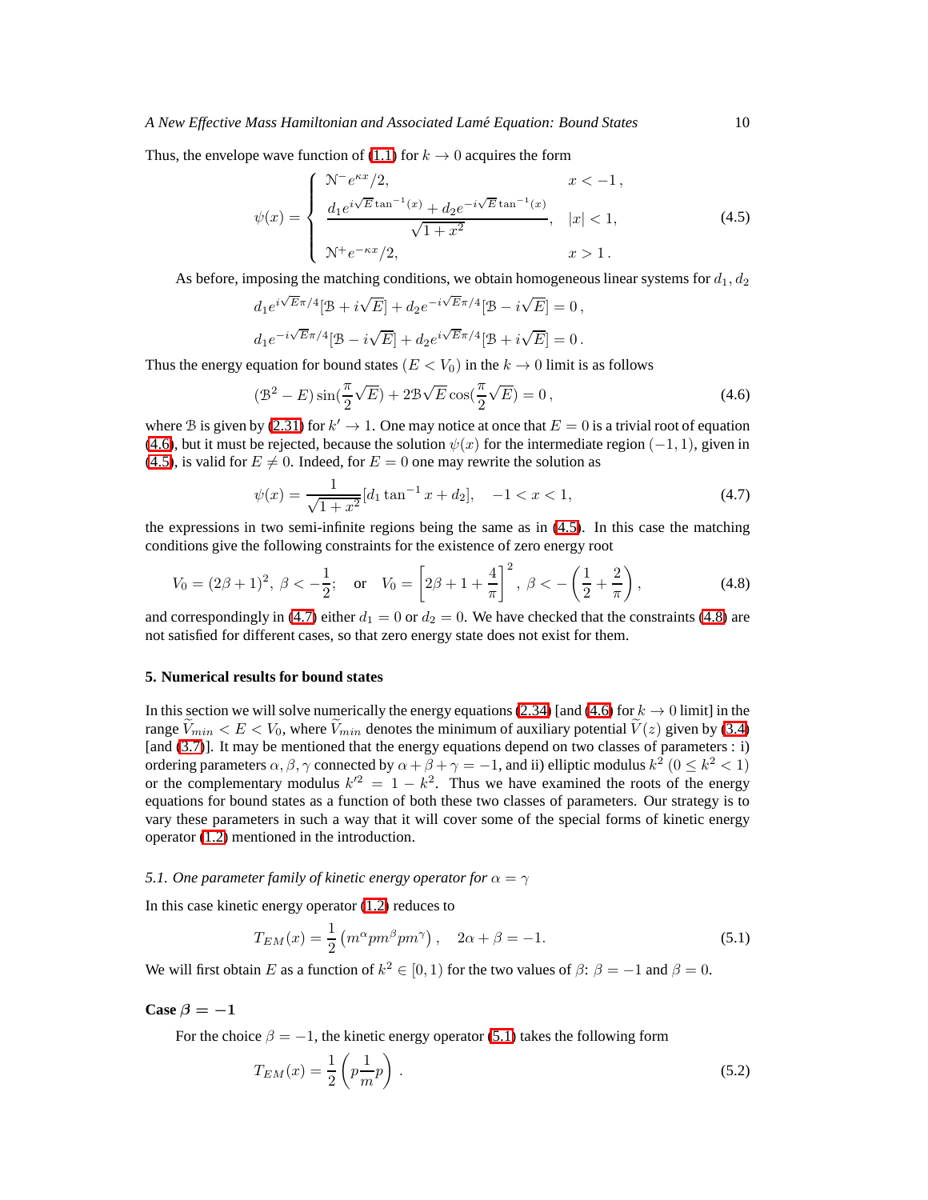Thus, the envelope wave function of (1.1) for $k \to 0$ acquires the form

$$
\psi(x) = \begin{cases} \mathcal{N}^- e^{\kappa x}/2, & x < -1\,, \\ \dfrac{d_1 e^{i\sqrt{E}\tan^{-1}(x)} + d_2 e^{-i\sqrt{E}\tan^{-1}(x)}}{\sqrt{1+x^2}}, & |x| < 1, \\ \mathcal{N}^+ e^{-\kappa x}/2, & x > 1\,. \end{cases} \tag{4.5}
$$

As before, imposing the matching conditions, we obtain homogeneous linear systems for $d_1, d_2$

$$
d_1 e^{i\sqrt{E}\pi/4}[\mathcal{B} + i\sqrt{E}] + d_2 e^{-i\sqrt{E}\pi/4}[\mathcal{B} - i\sqrt{E}] = 0\,,
$$

$$
d_1 e^{-i\sqrt{E}\pi/4}[\mathcal{B} - i\sqrt{E}] + d_2 e^{i\sqrt{E}\pi/4}[\mathcal{B} + i\sqrt{E}] = 0\,.
$$

Thus the energy equation for bound states ($E < V_0$) in the $k \to 0$ limit is as follows

$$
(\mathcal{B}^2 - E)\sin(\frac{\pi}{2}\sqrt{E}) + 2\mathcal{B}\sqrt{E}\cos(\frac{\pi}{2}\sqrt{E}) = 0\,, \tag{4.6}
$$

where $\mathcal{B}$ is given by (2.31) for $k' \to 1$. One may notice at once that $E = 0$ is a trivial root of equation (4.6), but it must be rejected, because the solution $\psi(x)$ for the intermediate region $(-1, 1)$, given in (4.5), is valid for $E \neq 0$. Indeed, for $E = 0$ one may rewrite the solution as

$$
\psi(x) = \frac{1}{\sqrt{1+x^2}}[d_1 \tan^{-1} x + d_2], \quad -1 < x < 1, \tag{4.7}
$$

the expressions in two semi-infinite regions being the same as in (4.5). In this case the matching conditions give the following constraints for the existence of zero energy root

$$
V_0 = (2\beta + 1)^2,\ \beta < -\frac{1}{2}; \quad \text{or} \quad V_0 = \left[2\beta + 1 + \frac{4}{\pi}\right]^2,\ \beta < -\left(\frac{1}{2} + \frac{2}{\pi}\right), \tag{4.8}
$$

and correspondingly in (4.7) either $d_1 = 0$ or $d_2 = 0$. We have checked that the constraints (4.8) are not satisfied for different cases, so that zero energy state does not exist for them.

## 5. Numerical results for bound states

In this section we will solve numerically the energy equations (2.34) [and (4.6) for $k \to 0$ limit] in the range $\widetilde{V}_{min} < E < V_0$, where $\widetilde{V}_{min}$ denotes the minimum of auxiliary potential $\widetilde{V}(z)$ given by (3.4) [and (3.7)]. It may be mentioned that the energy equations depend on two classes of parameters : i) ordering parameters $\alpha, \beta, \gamma$ connected by $\alpha + \beta + \gamma = -1$, and ii) elliptic modulus $k^2$ $(0 \le k^2 < 1)$ or the complementary modulus $k'^2 = 1 - k^2$. Thus we have examined the roots of the energy equations for bound states as a function of both these two classes of parameters. Our strategy is to vary these parameters in such a way that it will cover some of the special forms of kinetic energy operator (1.2) mentioned in the introduction.

### *5.1. One parameter family of kinetic energy operator for $\alpha = \gamma$*

In this case kinetic energy operator (1.2) reduces to

$$
T_{EM}(x) = \frac{1}{2}\left(m^\alpha p m^\beta p m^\gamma\right), \quad 2\alpha + \beta = -1. \tag{5.1}
$$

We will first obtain $E$ as a function of $k^2 \in [0, 1)$ for the two values of $\beta$: $\beta = -1$ and $\beta = 0$.

**Case $\beta = -1$**

For the choice $\beta = -1$, the kinetic energy operator (5.1) takes the following form

$$
T_{EM}(x) = \frac{1}{2}\left(p\frac{1}{m}p\right)\,. \tag{5.2}
$$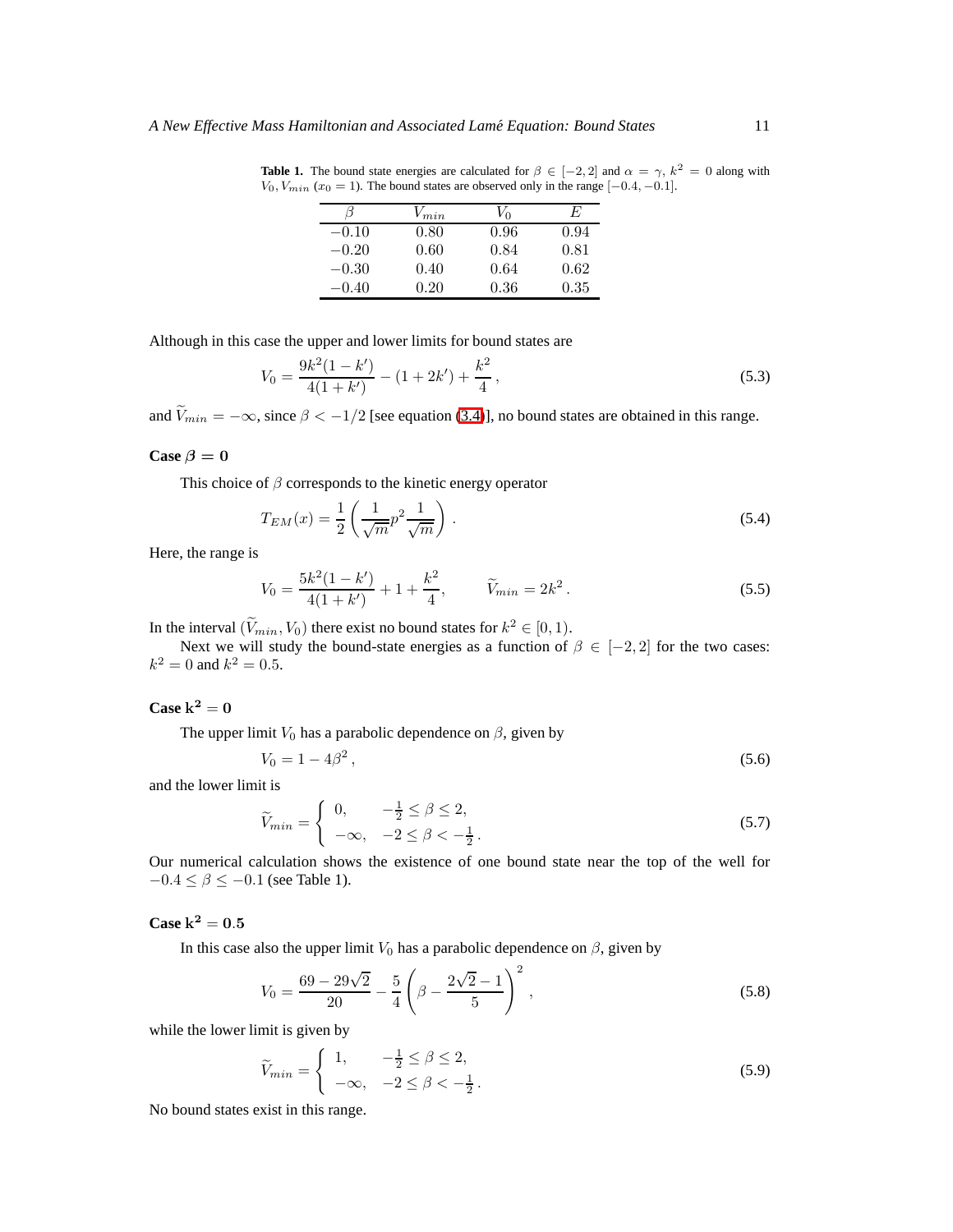**Table 1.** The bound state energies are calculated for $\beta \in [-2, 2]$ and $\alpha = \gamma$, $k^2 = 0$ along with $V_0, V_{min}$ ($x_0 = 1$). The bound states are observed only in the range $[-0.4, -0.1]$.

| $\beta$ | $V_{min}$ | $V_0$ | $E$ |
|---|---|---|---|
| $-0.10$ | $0.80$ | $0.96$ | $0.94$ |
| $-0.20$ | $0.60$ | $0.84$ | $0.81$ |
| $-0.30$ | $0.40$ | $0.64$ | $0.62$ |
| $-0.40$ | $0.20$ | $0.36$ | $0.35$ |

Although in this case the upper and lower limits for bound states are

$$V_0 = \frac{9k^2(1-k')}{4(1+k')} - (1+2k') + \frac{k^2}{4}\,, \tag{5.3}$$

and $\widetilde{V}_{min} = -\infty$, since $\beta < -1/2$ [see equation (3.4)], no bound states are obtained in this range.

**Case $\beta = 0$**

This choice of $\beta$ corresponds to the kinetic energy operator

$$T_{EM}(x) = \frac{1}{2}\left(\frac{1}{\sqrt{m}}p^2\frac{1}{\sqrt{m}}\right). \tag{5.4}$$

Here, the range is

$$V_0 = \frac{5k^2(1-k')}{4(1+k')} + 1 + \frac{k^2}{4}, \qquad \widetilde{V}_{min} = 2k^2\,. \tag{5.5}$$

In the interval $(\widetilde{V}_{min}, V_0)$ there exist no bound states for $k^2 \in [0, 1)$.

Next we will study the bound-state energies as a function of $\beta \in [-2, 2]$ for the two cases: $k^2 = 0$ and $k^2 = 0.5$.

**Case $\mathbf{k^2 = 0}$**

The upper limit $V_0$ has a parabolic dependence on $\beta$, given by

$$V_0 = 1 - 4\beta^2\,, \tag{5.6}$$

and the lower limit is

$$\widetilde{V}_{min} = \begin{cases} 0, & -\frac{1}{2} \leq \beta \leq 2, \\ -\infty, & -2 \leq \beta < -\frac{1}{2}\,. \end{cases} \tag{5.7}$$

Our numerical calculation shows the existence of one bound state near the top of the well for $-0.4 \leq \beta \leq -0.1$ (see Table 1).

**Case $\mathbf{k^2 = 0.5}$**

In this case also the upper limit $V_0$ has a parabolic dependence on $\beta$, given by

$$V_0 = \frac{69 - 29\sqrt{2}}{20} - \frac{5}{4}\left(\beta - \frac{2\sqrt{2}-1}{5}\right)^2, \tag{5.8}$$

while the lower limit is given by

$$\widetilde{V}_{min} = \begin{cases} 1, & -\frac{1}{2} \leq \beta \leq 2, \\ -\infty, & -2 \leq \beta < -\frac{1}{2}\,. \end{cases} \tag{5.9}$$

No bound states exist in this range.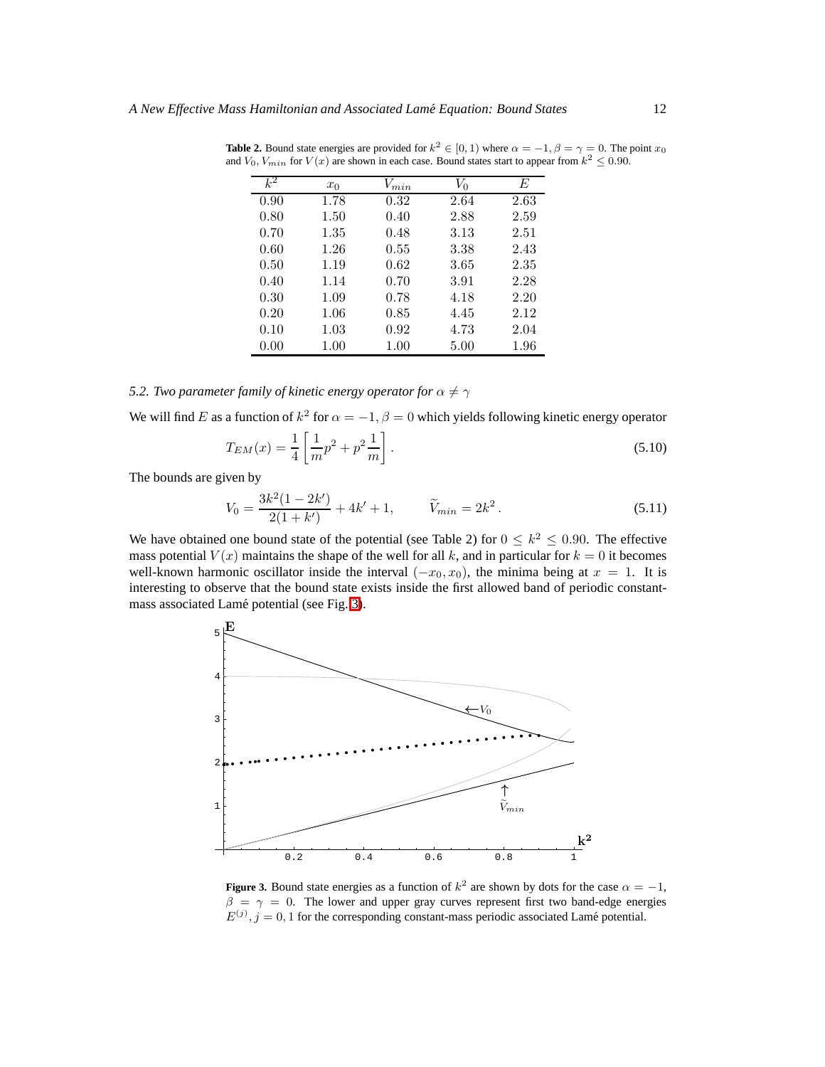**Table 2.** Bound state energies are provided for $k^2 \in [0, 1)$ where $\alpha = -1, \beta = \gamma = 0$. The point $x_0$ and $V_0, V_{min}$ for $V(x)$ are shown in each case. Bound states start to appear from $k^2 \leq 0.90$.

| $k^2$ | $x_0$ | $V_{min}$ | $V_0$ | $E$ |
|---|---|---|---|---|
| 0.90 | 1.78 | 0.32 | 2.64 | 2.63 |
| 0.80 | 1.50 | 0.40 | 2.88 | 2.59 |
| 0.70 | 1.35 | 0.48 | 3.13 | 2.51 |
| 0.60 | 1.26 | 0.55 | 3.38 | 2.43 |
| 0.50 | 1.19 | 0.62 | 3.65 | 2.35 |
| 0.40 | 1.14 | 0.70 | 3.91 | 2.28 |
| 0.30 | 1.09 | 0.78 | 4.18 | 2.20 |
| 0.20 | 1.06 | 0.85 | 4.45 | 2.12 |
| 0.10 | 1.03 | 0.92 | 4.73 | 2.04 |
| 0.00 | 1.00 | 1.00 | 5.00 | 1.96 |

### *5.2. Two parameter family of kinetic energy operator for $\alpha \neq \gamma$*

We will find $E$ as a function of $k^2$ for $\alpha = -1, \beta = 0$ which yields following kinetic energy operator

$$T_{EM}(x) = \frac{1}{4}\left[\frac{1}{m}p^2 + p^2\frac{1}{m}\right]. \tag{5.10}$$

The bounds are given by

$$V_0 = \frac{3k^2(1-2k')}{2(1+k')} + 4k' + 1, \qquad \widetilde{V}_{min} = 2k^2. \tag{5.11}$$

We have obtained one bound state of the potential (see Table 2) for $0 \leq k^2 \leq 0.90$. The effective mass potential $V(x)$ maintains the shape of the well for all $k$, and in particular for $k = 0$ it becomes well-known harmonic oscillator inside the interval $(-x_0, x_0)$, the minima being at $x = 1$. It is interesting to observe that the bound state exists inside the first allowed band of periodic constant-mass associated Lamé potential (see Fig. 3).

**Figure 3.** Bound state energies as a function of $k^2$ are shown by dots for the case $\alpha = -1$, $\beta = \gamma = 0$. The lower and upper gray curves represent first two band-edge energies $E^{(j)}, j = 0, 1$ for the corresponding constant-mass periodic associated Lamé potential.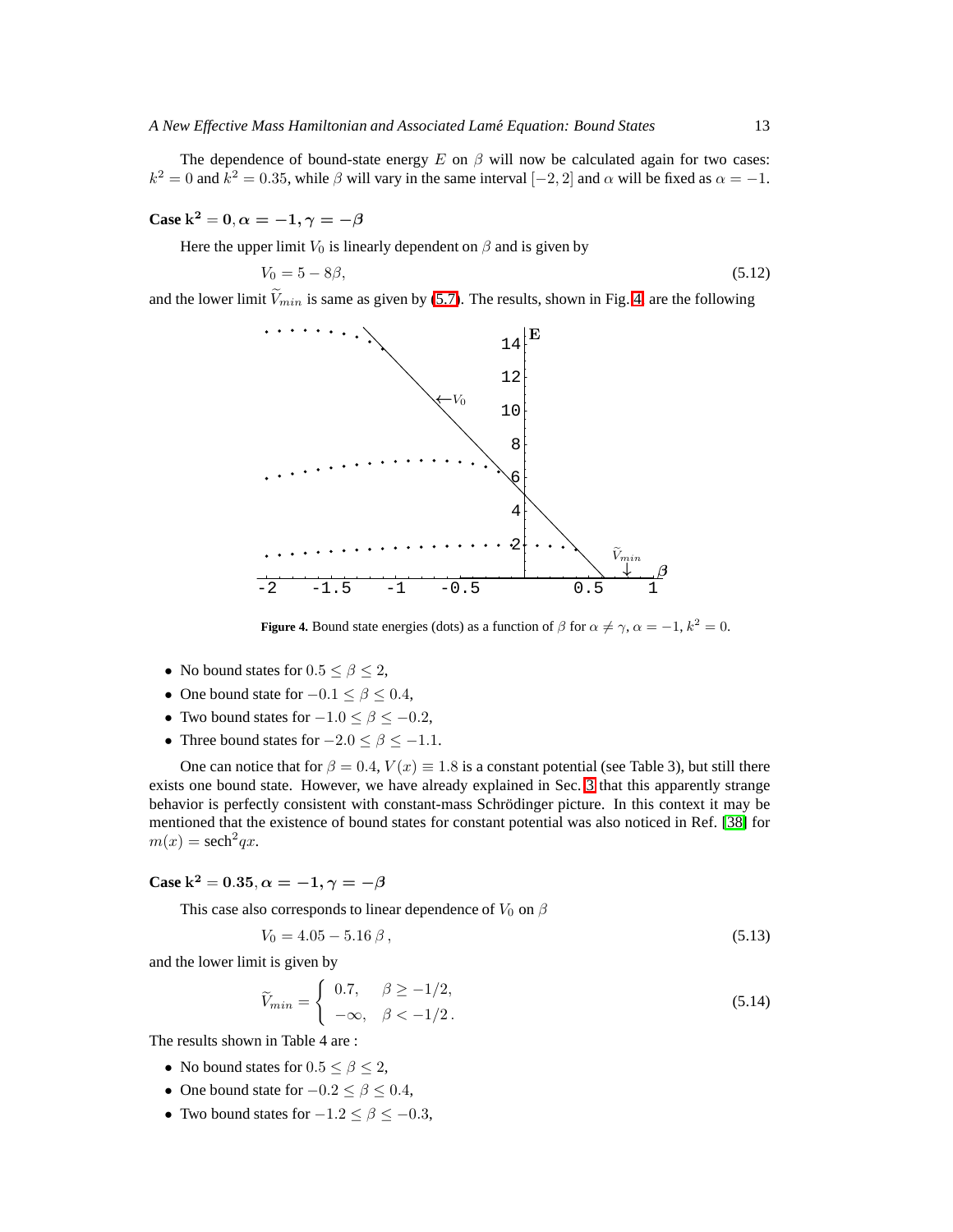The dependence of bound-state energy $E$ on $\beta$ will now be calculated again for two cases: $k^2 = 0$ and $k^2 = 0.35$, while $\beta$ will vary in the same interval $[-2, 2]$ and $\alpha$ will be fixed as $\alpha = -1$.

### Case $\mathbf{k^2 = 0, \alpha = -1, \gamma = -\beta}$

Here the upper limit $V_0$ is linearly dependent on $\beta$ and is given by

$$V_0 = 5 - 8\beta, \tag{5.12}$$

and the lower limit $\widetilde{V}_{min}$ is same as given by (5.7). The results, shown in Fig. 4, are the following

**Figure 4.** Bound state energies (dots) as a function of $\beta$ for $\alpha \neq \gamma$, $\alpha = -1$, $k^2 = 0$.

- No bound states for $0.5 \leq \beta \leq 2$,
- One bound state for $-0.1 \leq \beta \leq 0.4$,
- Two bound states for $-1.0 \leq \beta \leq -0.2$,
- Three bound states for $-2.0 \leq \beta \leq -1.1$.

One can notice that for $\beta = 0.4$, $V(x) \equiv 1.8$ is a constant potential (see Table 3), but still there exists one bound state. However, we have already explained in Sec. 3 that this apparently strange behavior is perfectly consistent with constant-mass Schrödinger picture. In this context it may be mentioned that the existence of bound states for constant potential was also noticed in Ref. [38] for $m(x) = \text{sech}^2 qx$.

### Case $\mathbf{k^2 = 0.35, \alpha = -1, \gamma = -\beta}$

This case also corresponds to linear dependence of $V_0$ on $\beta$

$$V_0 = 4.05 - 5.16\,\beta\,, \tag{5.13}$$

and the lower limit is given by

$$\widetilde{V}_{min} = \begin{cases} 0.7, & \beta \geq -1/2, \\ -\infty, & \beta < -1/2\,. \end{cases} \tag{5.14}$$

The results shown in Table 4 are :

- No bound states for $0.5 \leq \beta \leq 2$,
- One bound state for $-0.2 \leq \beta \leq 0.4$,
- Two bound states for $-1.2 \leq \beta \leq -0.3$,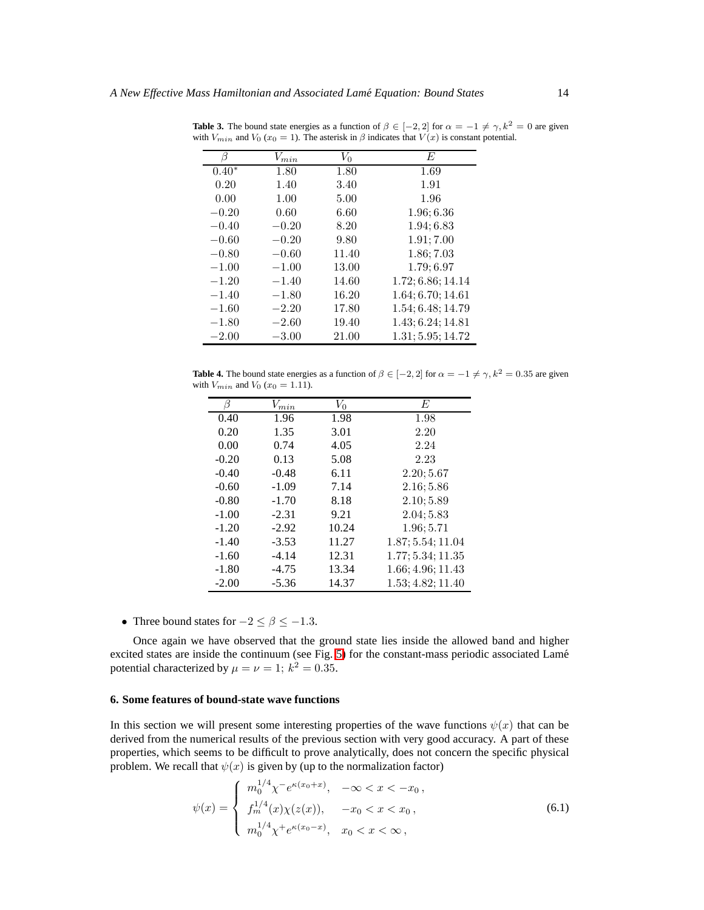**Table 3.** The bound state energies as a function of $\beta \in [-2, 2]$ for $\alpha = -1 \neq \gamma, k^2 = 0$ are given with $V_{min}$ and $V_0$ ($x_0 = 1$). The asterisk in $\beta$ indicates that $V(x)$ is constant potential.

| $\beta$ | $V_{min}$ | $V_0$ | $E$ |
|---|---|---|---|
| $0.40^*$ | $1.80$ | $1.80$ | $1.69$ |
| $0.20$ | $1.40$ | $3.40$ | $1.91$ |
| $0.00$ | $1.00$ | $5.00$ | $1.96$ |
| $-0.20$ | $0.60$ | $6.60$ | $1.96; 6.36$ |
| $-0.40$ | $-0.20$ | $8.20$ | $1.94; 6.83$ |
| $-0.60$ | $-0.20$ | $9.80$ | $1.91; 7.00$ |
| $-0.80$ | $-0.60$ | $11.40$ | $1.86; 7.03$ |
| $-1.00$ | $-1.00$ | $13.00$ | $1.79; 6.97$ |
| $-1.20$ | $-1.40$ | $14.60$ | $1.72; 6.86; 14.14$ |
| $-1.40$ | $-1.80$ | $16.20$ | $1.64; 6.70; 14.61$ |
| $-1.60$ | $-2.20$ | $17.80$ | $1.54; 6.48; 14.79$ |
| $-1.80$ | $-2.60$ | $19.40$ | $1.43; 6.24; 14.81$ |
| $-2.00$ | $-3.00$ | $21.00$ | $1.31; 5.95; 14.72$ |

**Table 4.** The bound state energies as a function of $\beta \in [-2, 2]$ for $\alpha = -1 \neq \gamma, k^2 = 0.35$ are given with $V_{min}$ and $V_0$ ($x_0 = 1.11$).

| $\beta$ | $V_{min}$ | $V_0$ | $E$ |
|---|---|---|---|
| 0.40 | 1.96 | 1.98 | 1.98 |
| 0.20 | 1.35 | 3.01 | 2.20 |
| 0.00 | 0.74 | 4.05 | 2.24 |
| -0.20 | 0.13 | 5.08 | 2.23 |
| -0.40 | -0.48 | 6.11 | $2.20; 5.67$ |
| -0.60 | -1.09 | 7.14 | $2.16; 5.86$ |
| -0.80 | -1.70 | 8.18 | $2.10; 5.89$ |
| -1.00 | -2.31 | 9.21 | $2.04; 5.83$ |
| -1.20 | -2.92 | 10.24 | $1.96; 5.71$ |
| -1.40 | -3.53 | 11.27 | $1.87; 5.54; 11.04$ |
| -1.60 | -4.14 | 12.31 | $1.77; 5.34; 11.35$ |
| -1.80 | -4.75 | 13.34 | $1.66; 4.96; 11.43$ |
| -2.00 | -5.36 | 14.37 | $1.53; 4.82; 11.40$ |

- Three bound states for $-2 \leq \beta \leq -1.3$.

Once again we have observed that the ground state lies inside the allowed band and higher excited states are inside the continuum (see Fig. 5) for the constant-mass periodic associated Lamé potential characterized by $\mu = \nu = 1$; $k^2 = 0.35$.

## 6. Some features of bound-state wave functions

In this section we will present some interesting properties of the wave functions $\psi(x)$ that can be derived from the numerical results of the previous section with very good accuracy. A part of these properties, which seems to be difficult to prove analytically, does not concern the specific physical problem. We recall that $\psi(x)$ is given by (up to the normalization factor)

$$\psi(x) = \begin{cases} m_0^{1/4} \chi^- e^{\kappa(x_0 + x)}, & -\infty < x < -x_0 \,, \\ f_m^{1/4}(x) \chi(z(x)), & -x_0 < x < x_0 \,, \\ m_0^{1/4} \chi^+ e^{\kappa(x_0 - x)}, & x_0 < x < \infty \,, \end{cases} \tag{6.1}$$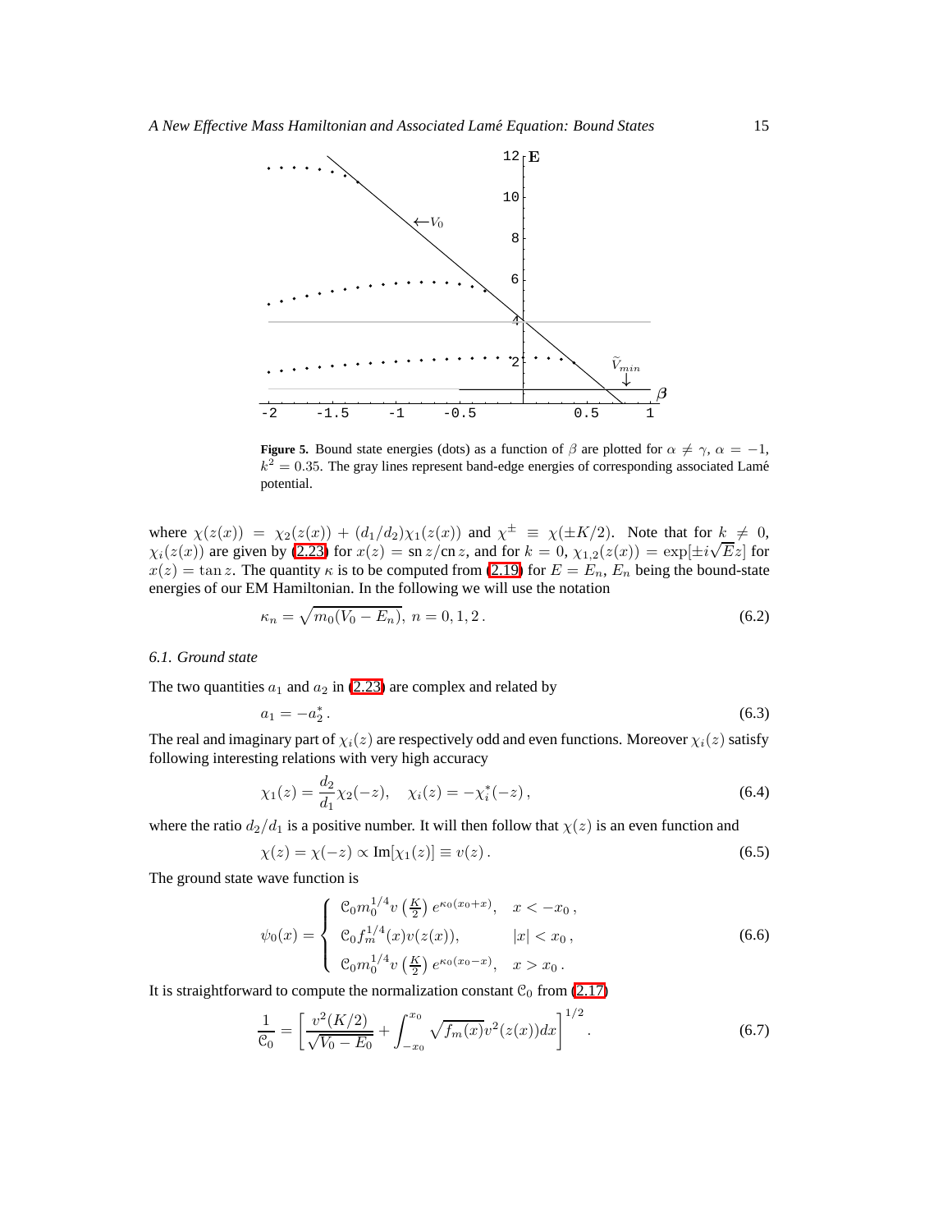**Figure 5.** Bound state energies (dots) as a function of $\beta$ are plotted for $\alpha \neq \gamma$, $\alpha = -1$, $k^2 = 0.35$. The gray lines represent band-edge energies of corresponding associated Lamé potential.

where $\chi(z(x)) = \chi_2(z(x)) + (d_1/d_2)\chi_1(z(x))$ and $\chi^{\pm} \equiv \chi(\pm K/2)$. Note that for $k \neq 0$, $\chi_i(z(x))$ are given by (2.23) for $x(z) = \text{sn}\, z/\text{cn}\, z$, and for $k = 0$, $\chi_{1,2}(z(x)) = \exp[\pm i\sqrt{E}z]$ for $x(z) = \tan z$. The quantity $\kappa$ is to be computed from (2.19) for $E = E_n$, $E_n$ being the bound-state energies of our EM Hamiltonian. In the following we will use the notation

$$\kappa_n = \sqrt{m_0(V_0 - E_n)},\; n = 0, 1, 2\,. \tag{6.2}$$

### 6.1. Ground state

The two quantities $a_1$ and $a_2$ in (2.23) are complex and related by

$$a_1 = -a_2^*\,. \tag{6.3}$$

The real and imaginary part of $\chi_i(z)$ are respectively odd and even functions. Moreover $\chi_i(z)$ satisfy following interesting relations with very high accuracy

$$\chi_1(z) = \frac{d_2}{d_1}\chi_2(-z), \quad \chi_i(z) = -\chi_i^*(-z)\,, \tag{6.4}$$

where the ratio $d_2/d_1$ is a positive number. It will then follow that $\chi(z)$ is an even function and

$$\chi(z) = \chi(-z) \propto \text{Im}[\chi_1(z)] \equiv v(z)\,. \tag{6.5}$$

The ground state wave function is

$$\psi_0(x) = \begin{cases} \mathcal{C}_0 m_0^{1/4} v\left(\frac{K}{2}\right) e^{\kappa_0(x_0+x)}, & x < -x_0\,, \\ \mathcal{C}_0 f_m^{1/4}(x) v(z(x)), & |x| < x_0\,, \\ \mathcal{C}_0 m_0^{1/4} v\left(\frac{K}{2}\right) e^{\kappa_0(x_0-x)}, & x > x_0\,. \end{cases} \tag{6.6}$$

It is straightforward to compute the normalization constant $\mathcal{C}_0$ from (2.17)

$$\frac{1}{\mathcal{C}_0} = \left[\frac{v^2(K/2)}{\sqrt{V_0 - E_0}} + \int_{-x_0}^{x_0} \sqrt{f_m(x)} v^2(z(x)) dx\right]^{1/2}. \tag{6.7}$$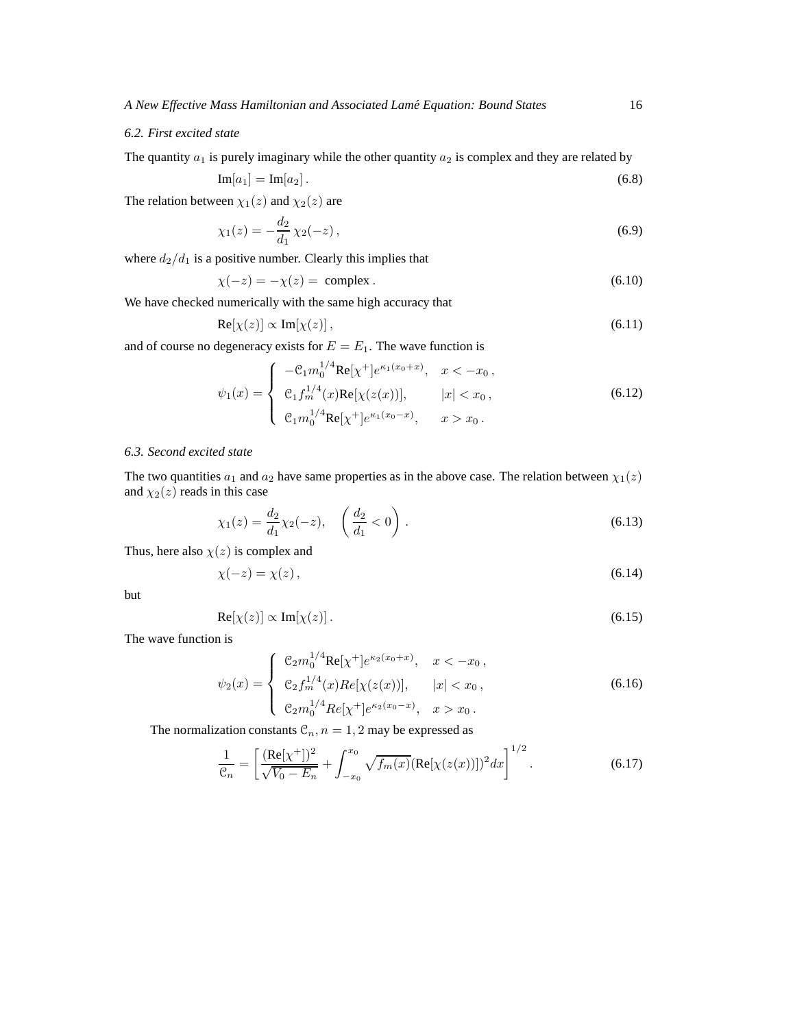### 6.2. First excited state

The quantity $a_1$ is purely imaginary while the other quantity $a_2$ is complex and they are related by

$$\text{Im}[a_1] = \text{Im}[a_2]\,. \tag{6.8}$$

The relation between $\chi_1(z)$ and $\chi_2(z)$ are

$$\chi_1(z) = -\frac{d_2}{d_1}\,\chi_2(-z)\,, \tag{6.9}$$

where $d_2/d_1$ is a positive number. Clearly this implies that

$$\chi(-z) = -\chi(z) = \text{ complex}\,. \tag{6.10}$$

We have checked numerically with the same high accuracy that

$$\text{Re}[\chi(z)] \propto \text{Im}[\chi(z)]\,, \tag{6.11}$$

and of course no degeneracy exists for $E = E_1$. The wave function is

$$\psi_1(x) = \begin{cases} -\mathcal{C}_1 m_0^{1/4}\text{Re}[\chi^+]e^{\kappa_1(x_0+x)}, & x < -x_0\,, \\ \mathcal{C}_1 f_m^{1/4}(x)\text{Re}[\chi(z(x))], & |x| < x_0\,, \\ \mathcal{C}_1 m_0^{1/4}\text{Re}[\chi^+]e^{\kappa_1(x_0-x)}, & x > x_0\,. \end{cases} \tag{6.12}$$

### 6.3. Second excited state

The two quantities $a_1$ and $a_2$ have same properties as in the above case. The relation between $\chi_1(z)$ and $\chi_2(z)$ reads in this case

$$\chi_1(z) = \frac{d_2}{d_1}\chi_2(-z), \quad \left(\frac{d_2}{d_1} < 0\right)\,. \tag{6.13}$$

Thus, here also $\chi(z)$ is complex and

$$\chi(-z) = \chi(z)\,, \tag{6.14}$$

but

$$\text{Re}[\chi(z)] \propto \text{Im}[\chi(z)]\,. \tag{6.15}$$

The wave function is

$$\psi_2(x) = \begin{cases} \mathcal{C}_2 m_0^{1/4}\text{Re}[\chi^+]e^{\kappa_2(x_0+x)}, & x < -x_0\,, \\ \mathcal{C}_2 f_m^{1/4}(x)Re[\chi(z(x))], & |x| < x_0\,, \\ \mathcal{C}_2 m_0^{1/4}Re[\chi^+]e^{\kappa_2(x_0-x)}, & x > x_0\,. \end{cases} \tag{6.16}$$

The normalization constants $\mathcal{C}_n, n = 1, 2$ may be expressed as

$$\frac{1}{\mathcal{C}_n} = \left[\frac{(\text{Re}[\chi^+])^2}{\sqrt{V_0 - E_n}} + \int_{-x_0}^{x_0}\sqrt{f_m(x)}(\text{Re}[\chi(z(x))])^2 dx\right]^{1/2}. \tag{6.17}$$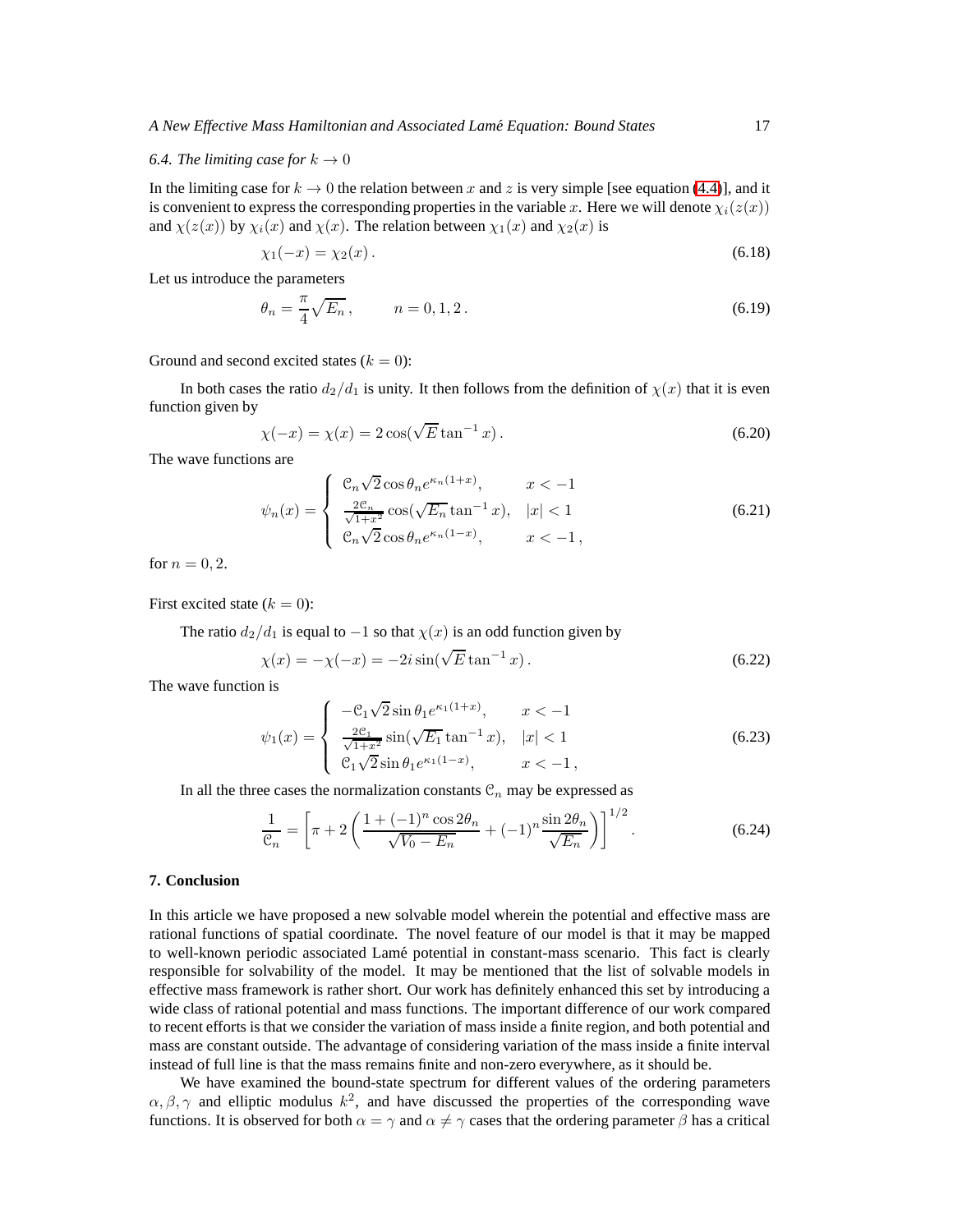### 6.4. The limiting case for $k \to 0$

In the limiting case for $k \to 0$ the relation between $x$ and $z$ is very simple [see equation (4.4)], and it is convenient to express the corresponding properties in the variable $x$. Here we will denote $\chi_i(z(x))$ and $\chi(z(x))$ by $\chi_i(x)$ and $\chi(x)$. The relation between $\chi_1(x)$ and $\chi_2(x)$ is

$$\chi_1(-x) = \chi_2(x)\,. \tag{6.18}$$

Let us introduce the parameters

$$\theta_n = \frac{\pi}{4}\sqrt{E_n}\,, \qquad n = 0, 1, 2\,. \tag{6.19}$$

Ground and second excited states ($k = 0$):

In both cases the ratio $d_2/d_1$ is unity. It then follows from the definition of $\chi(x)$ that it is even function given by

$$\chi(-x) = \chi(x) = 2\cos(\sqrt{E}\tan^{-1}x)\,. \tag{6.20}$$

The wave functions are

$$\psi_n(x) = \begin{cases} \mathcal{C}_n\sqrt{2}\cos\theta_n e^{\kappa_n(1+x)}, & x < -1 \\ \frac{2\mathcal{C}_n}{\sqrt{1+x^2}}\cos(\sqrt{E_n}\tan^{-1}x), & |x| < 1 \\ \mathcal{C}_n\sqrt{2}\cos\theta_n e^{\kappa_n(1-x)}, & x < -1\,, \end{cases} \tag{6.21}$$

for $n = 0, 2$.

First excited state ($k = 0$):

The ratio $d_2/d_1$ is equal to $-1$ so that $\chi(x)$ is an odd function given by

$$\chi(x) = -\chi(-x) = -2i\sin(\sqrt{E}\tan^{-1}x)\,. \tag{6.22}$$

The wave function is

$$\psi_1(x) = \begin{cases} -\mathcal{C}_1\sqrt{2}\sin\theta_1 e^{\kappa_1(1+x)}, & x < -1 \\ \frac{2\mathcal{C}_1}{\sqrt{1+x^2}}\sin(\sqrt{E_1}\tan^{-1}x), & |x| < 1 \\ \mathcal{C}_1\sqrt{2}\sin\theta_1 e^{\kappa_1(1-x)}, & x < -1\,, \end{cases} \tag{6.23}$$

In all the three cases the normalization constants $\mathcal{C}_n$ may be expressed as

$$\frac{1}{\mathcal{C}_n} = \left[\pi + 2\left(\frac{1+(-1)^n\cos 2\theta_n}{\sqrt{V_0 - E_n}} + (-1)^n\frac{\sin 2\theta_n}{\sqrt{E_n}}\right)\right]^{1/2}. \tag{6.24}$$

## 7. Conclusion

In this article we have proposed a new solvable model wherein the potential and effective mass are rational functions of spatial coordinate. The novel feature of our model is that it may be mapped to well-known periodic associated Lamé potential in constant-mass scenario. This fact is clearly responsible for solvability of the model. It may be mentioned that the list of solvable models in effective mass framework is rather short. Our work has definitely enhanced this set by introducing a wide class of rational potential and mass functions. The important difference of our work compared to recent efforts is that we consider the variation of mass inside a finite region, and both potential and mass are constant outside. The advantage of considering variation of the mass inside a finite interval instead of full line is that the mass remains finite and non-zero everywhere, as it should be.

We have examined the bound-state spectrum for different values of the ordering parameters $\alpha, \beta, \gamma$ and elliptic modulus $k^2$, and have discussed the properties of the corresponding wave functions. It is observed for both $\alpha = \gamma$ and $\alpha \neq \gamma$ cases that the ordering parameter $\beta$ has a critical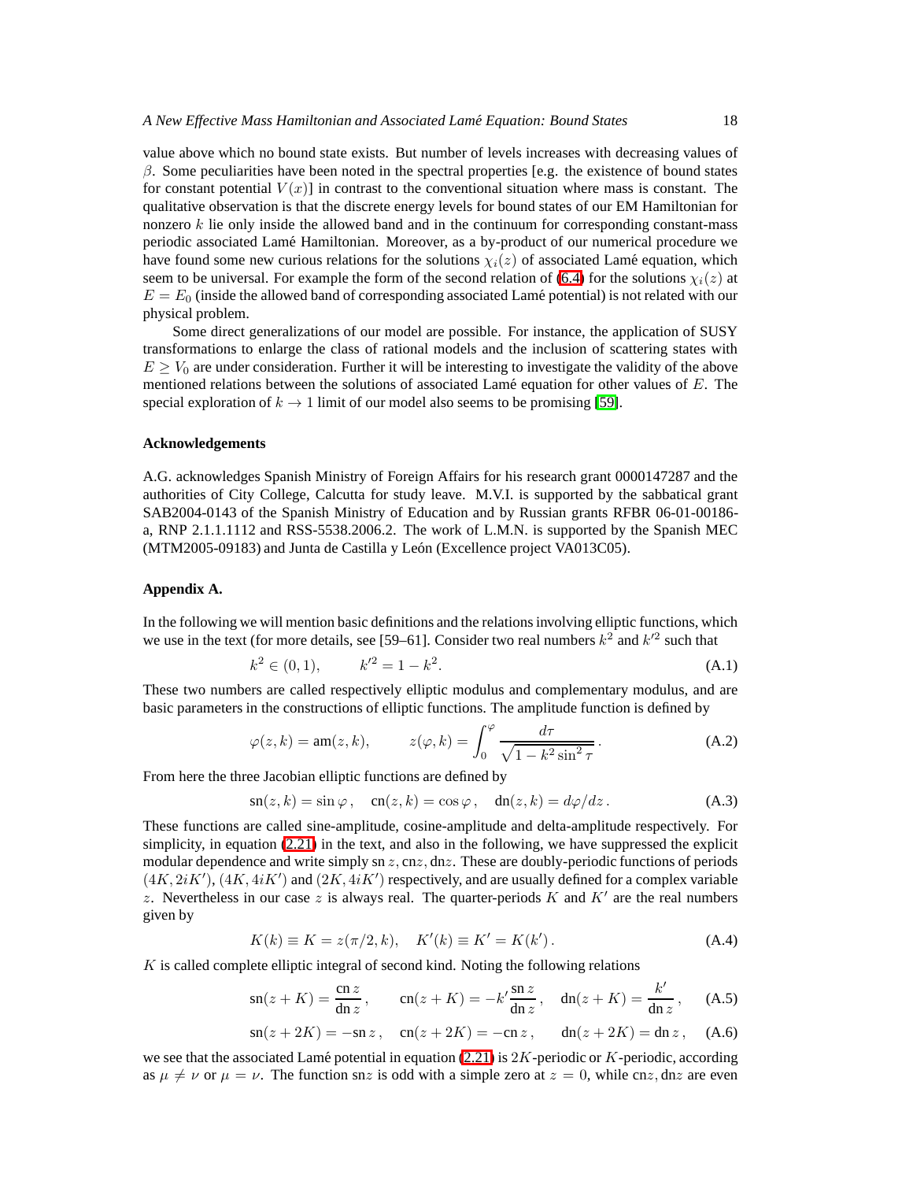value above which no bound state exists. But number of levels increases with decreasing values of $\beta$. Some peculiarities have been noted in the spectral properties [e.g. the existence of bound states for constant potential $V(x)$] in contrast to the conventional situation where mass is constant. The qualitative observation is that the discrete energy levels for bound states of our EM Hamiltonian for nonzero $k$ lie only inside the allowed band and in the continuum for corresponding constant-mass periodic associated Lamé Hamiltonian. Moreover, as a by-product of our numerical procedure we have found some new curious relations for the solutions $\chi_i(z)$ of associated Lamé equation, which seem to be universal. For example the form of the second relation of (6.4) for the solutions $\chi_i(z)$ at $E = E_0$ (inside the allowed band of corresponding associated Lamé potential) is not related with our physical problem.

Some direct generalizations of our model are possible. For instance, the application of SUSY transformations to enlarge the class of rational models and the inclusion of scattering states with $E \geq V_0$ are under consideration. Further it will be interesting to investigate the validity of the above mentioned relations between the solutions of associated Lamé equation for other values of $E$. The special exploration of $k \to 1$ limit of our model also seems to be promising [59].

**Acknowledgements**

A.G. acknowledges Spanish Ministry of Foreign Affairs for his research grant 0000147287 and the authorities of City College, Calcutta for study leave. M.V.I. is supported by the sabbatical grant SAB2004-0143 of the Spanish Ministry of Education and by Russian grants RFBR 06-01-00186-a, RNP 2.1.1.1112 and RSS-5538.2006.2. The work of L.M.N. is supported by the Spanish MEC (MTM2005-09183) and Junta de Castilla y León (Excellence project VA013C05).

**Appendix A.**

In the following we will mention basic definitions and the relations involving elliptic functions, which we use in the text (for more details, see [59–61]. Consider two real numbers $k^2$ and $k'^2$ such that

$$k^2 \in (0, 1), \qquad k'^2 = 1 - k^2. \tag{A.1}$$

These two numbers are called respectively elliptic modulus and complementary modulus, and are basic parameters in the constructions of elliptic functions. The amplitude function is defined by

$$\varphi(z, k) = \mathrm{am}(z, k), \qquad z(\varphi, k) = \int_0^{\varphi} \frac{d\tau}{\sqrt{1 - k^2 \sin^2 \tau}}\,. \tag{A.2}$$

From here the three Jacobian elliptic functions are defined by

$$\mathrm{sn}(z, k) = \sin\varphi\,, \quad \mathrm{cn}(z, k) = \cos\varphi\,, \quad \mathrm{dn}(z, k) = d\varphi/dz\,. \tag{A.3}$$

These functions are called sine-amplitude, cosine-amplitude and delta-amplitude respectively. For simplicity, in equation (2.21) in the text, and also in the following, we have suppressed the explicit modular dependence and write simply $\mathrm{sn}\,z, \mathrm{cn}z, \mathrm{dn}z$. These are doubly-periodic functions of periods $(4K, 2iK')$, $(4K, 4iK')$ and $(2K, 4iK')$ respectively, and are usually defined for a complex variable $z$. Nevertheless in our case $z$ is always real. The quarter-periods $K$ and $K'$ are the real numbers given by

$$K(k) \equiv K = z(\pi/2, k), \quad K'(k) \equiv K' = K(k')\,. \tag{A.4}$$

$K$ is called complete elliptic integral of second kind. Noting the following relations

$$\mathrm{sn}(z+K) = \frac{\mathrm{cn}\,z}{\mathrm{dn}\,z}\,, \qquad \mathrm{cn}(z+K) = -k'\frac{\mathrm{sn}\,z}{\mathrm{dn}\,z}\,, \quad \mathrm{dn}(z+K) = \frac{k'}{\mathrm{dn}\,z}\,, \tag{A.5}$$

$$\mathrm{sn}(z+2K) = -\mathrm{sn}\,z\,, \quad \mathrm{cn}(z+2K) = -\mathrm{cn}\,z\,, \qquad \mathrm{dn}(z+2K) = \mathrm{dn}\,z\,, \tag{A.6}$$

we see that the associated Lamé potential in equation (2.21) is $2K$-periodic or $K$-periodic, according as $\mu \neq \nu$ or $\mu = \nu$. The function $\mathrm{sn}z$ is odd with a simple zero at $z = 0$, while $\mathrm{cn}z, \mathrm{dn}z$ are even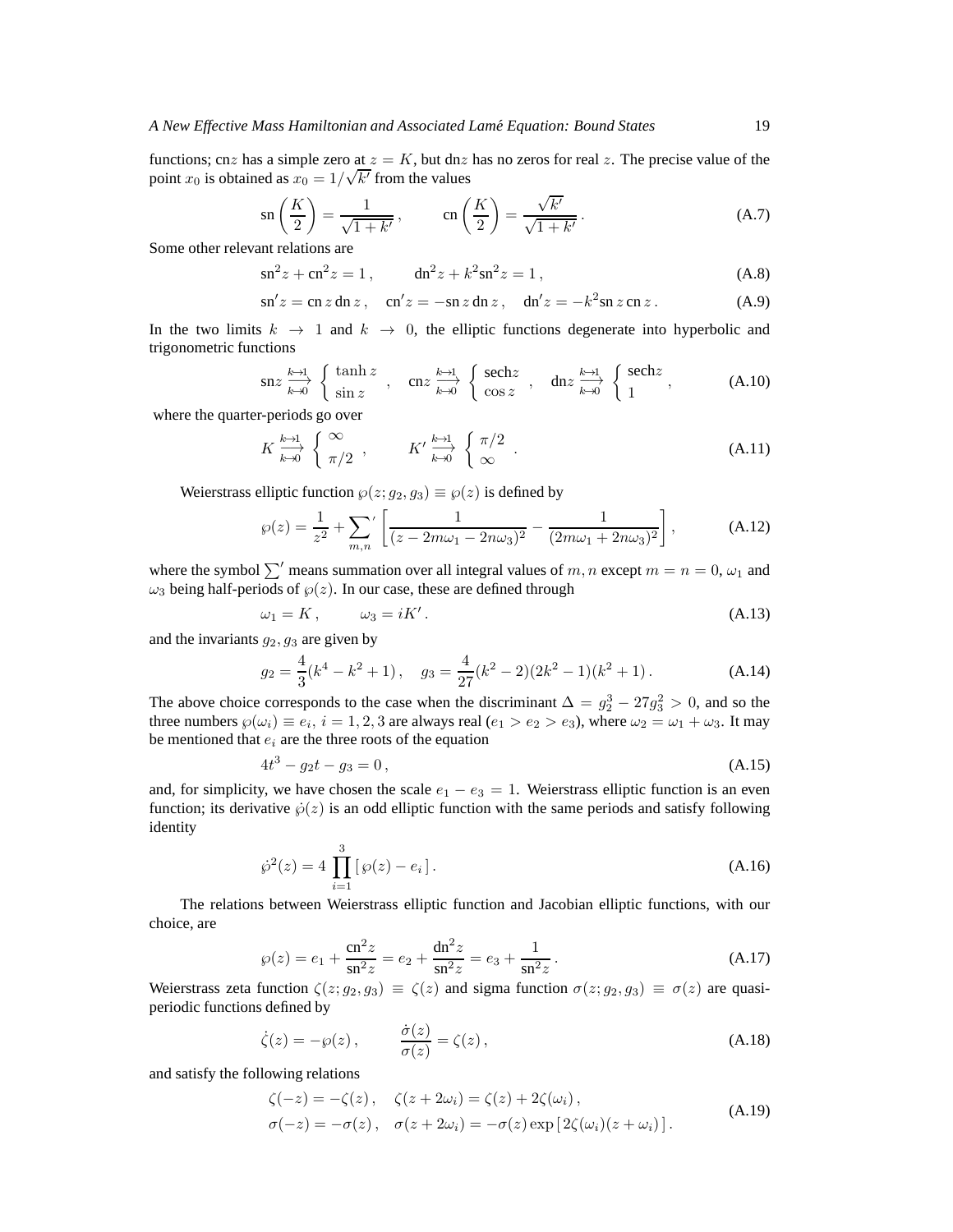functions; cn$z$ has a simple zero at $z = K$, but dn$z$ has no zeros for real $z$. The precise value of the point $x_0$ is obtained as $x_0 = 1/\sqrt{k'}$ from the values

$$\mathrm{sn}\left(\frac{K}{2}\right) = \frac{1}{\sqrt{1+k'}}\,, \qquad \mathrm{cn}\left(\frac{K}{2}\right) = \frac{\sqrt{k'}}{\sqrt{1+k'}}\,. \tag{A.7}$$

Some other relevant relations are

$$\mathrm{sn}^2 z + \mathrm{cn}^2 z = 1\,, \qquad \mathrm{dn}^2 z + k^2 \mathrm{sn}^2 z = 1\,, \tag{A.8}$$

$$\mathrm{sn}' z = \mathrm{cn}\, z\, \mathrm{dn}\, z\,, \quad \mathrm{cn}' z = -\mathrm{sn}\, z\, \mathrm{dn}\, z\,, \quad \mathrm{dn}' z = -k^2 \mathrm{sn}\, z\, \mathrm{cn}\, z\,. \tag{A.9}$$

In the two limits $k \to 1$ and $k \to 0$, the elliptic functions degenerate into hyperbolic and trigonometric functions

$$\mathrm{sn} z \underset{k\to 0}{\overset{k\to 1}{\longrightarrow}} \left\{ \begin{array}{l} \tanh z \\ \sin z \end{array} \right. , \quad \mathrm{cn} z \underset{k\to 0}{\overset{k\to 1}{\longrightarrow}} \left\{ \begin{array}{l} \mathrm{sech} z \\ \cos z \end{array} \right. , \quad \mathrm{dn} z \underset{k\to 0}{\overset{k\to 1}{\longrightarrow}} \left\{ \begin{array}{l} \mathrm{sech} z \\ 1 \end{array} \right. , \tag{A.10}$$

where the quarter-periods go over

$$K \underset{k\to 0}{\overset{k\to 1}{\longrightarrow}} \left\{ \begin{array}{l} \infty \\ \pi/2 \end{array} \right. , \qquad K' \underset{k\to 0}{\overset{k\to 1}{\longrightarrow}} \left\{ \begin{array}{l} \pi/2 \\ \infty \end{array} \right. . \tag{A.11}$$

Weierstrass elliptic function $\wp(z; g_2, g_3) \equiv \wp(z)$ is defined by

$$\wp(z) = \frac{1}{z^2} + {\sum_{m,n}}' \left[ \frac{1}{(z - 2m\omega_1 - 2n\omega_3)^2} - \frac{1}{(2m\omega_1 + 2n\omega_3)^2} \right], \tag{A.12}$$

where the symbol $\sum'$ means summation over all integral values of $m, n$ except $m = n = 0$, $\omega_1$ and $\omega_3$ being half-periods of $\wp(z)$. In our case, these are defined through

$$\omega_1 = K\,, \qquad \omega_3 = iK'\,. \tag{A.13}$$

and the invariants $g_2, g_3$ are given by

$$g_2 = \frac{4}{3}(k^4 - k^2 + 1)\,, \quad g_3 = \frac{4}{27}(k^2 - 2)(2k^2 - 1)(k^2 + 1)\,. \tag{A.14}$$

The above choice corresponds to the case when the discriminant $\Delta = g_2^3 - 27g_3^2 > 0$, and so the three numbers $\wp(\omega_i) \equiv e_i$, $i = 1, 2, 3$ are always real ($e_1 > e_2 > e_3$), where $\omega_2 = \omega_1 + \omega_3$. It may be mentioned that $e_i$ are the three roots of the equation

$$4t^3 - g_2 t - g_3 = 0\,, \tag{A.15}$$

and, for simplicity, we have chosen the scale $e_1 - e_3 = 1$. Weierstrass elliptic function is an even function; its derivative $\dot{\wp}(z)$ is an odd elliptic function with the same periods and satisfy following identity

$$\dot{\wp}^2(z) = 4 \prod_{i=1}^{3} \left[\, \wp(z) - e_i \,\right]. \tag{A.16}$$

The relations between Weierstrass elliptic function and Jacobian elliptic functions, with our choice, are

$$\wp(z) = e_1 + \frac{\mathrm{cn}^2 z}{\mathrm{sn}^2 z} = e_2 + \frac{\mathrm{dn}^2 z}{\mathrm{sn}^2 z} = e_3 + \frac{1}{\mathrm{sn}^2 z}\,. \tag{A.17}$$

Weierstrass zeta function $\zeta(z; g_2, g_3) \equiv \zeta(z)$ and sigma function $\sigma(z; g_2, g_3) \equiv \sigma(z)$ are quasi-periodic functions defined by

$$\dot{\zeta}(z) = -\wp(z)\,, \qquad \frac{\dot{\sigma}(z)}{\sigma(z)} = \zeta(z)\,, \tag{A.18}$$

and satisfy the following relations

$$\begin{aligned} &\zeta(-z) = -\zeta(z)\,, \quad \zeta(z + 2\omega_i) = \zeta(z) + 2\zeta(\omega_i)\,, \\ &\sigma(-z) = -\sigma(z)\,, \quad \sigma(z + 2\omega_i) = -\sigma(z) \exp\left[\, 2\zeta(\omega_i)(z + \omega_i) \,\right]. \end{aligned} \tag{A.19}$$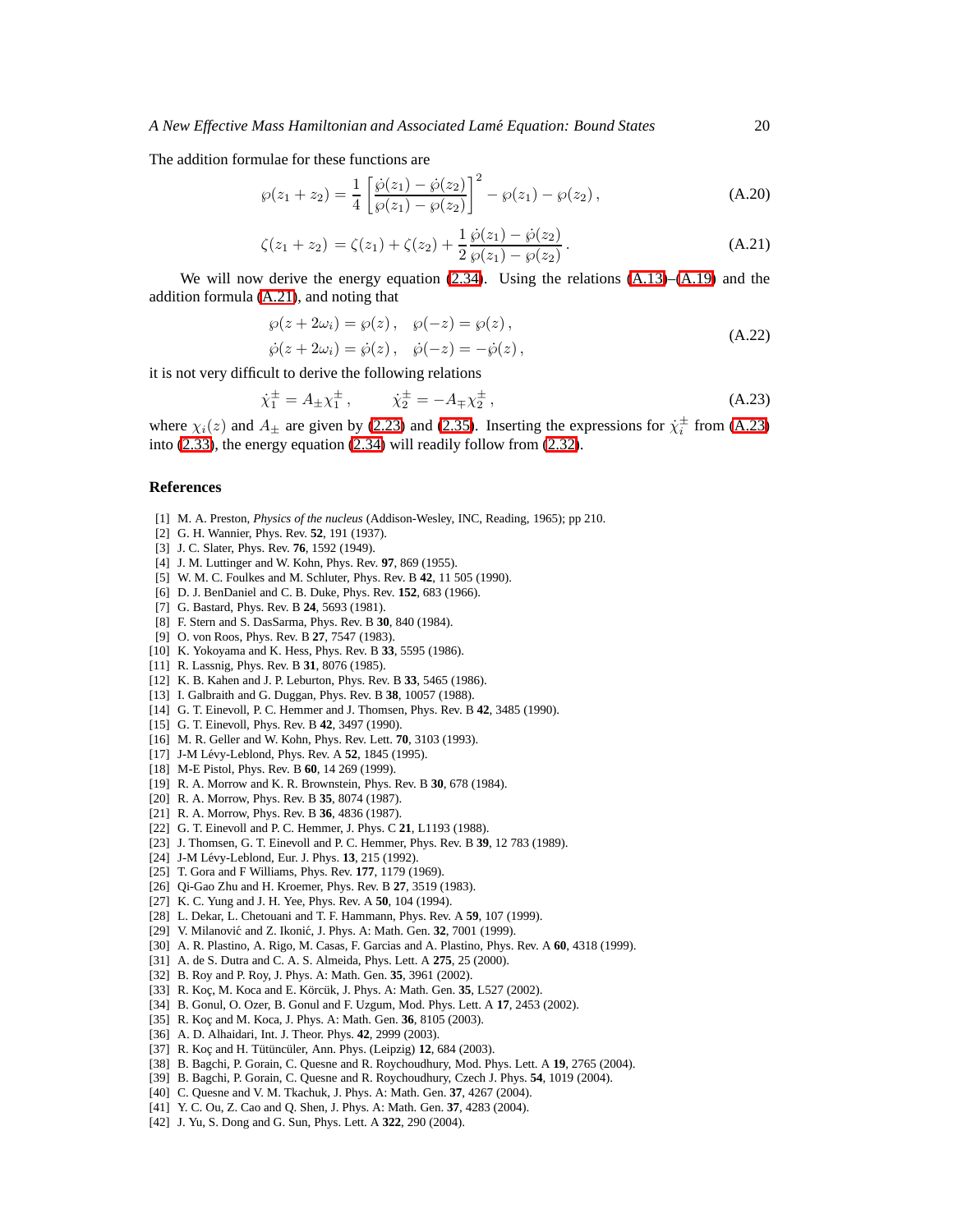The addition formulae for these functions are

$$\wp(z_1 + z_2) = \frac{1}{4}\left[\frac{\dot{\wp}(z_1) - \dot{\wp}(z_2)}{\wp(z_1) - \wp(z_2)}\right]^2 - \wp(z_1) - \wp(z_2)\,, \tag{A.20}$$

$$\zeta(z_1 + z_2) = \zeta(z_1) + \zeta(z_2) + \frac{1}{2}\frac{\dot{\wp}(z_1) - \dot{\wp}(z_2)}{\wp(z_1) - \wp(z_2)}\,. \tag{A.21}$$

We will now derive the energy equation (2.34). Using the relations (A.13)–(A.19) and the addition formula (A.21), and noting that

$$\begin{aligned} &\wp(z + 2\omega_i) = \wp(z)\,, \quad \wp(-z) = \wp(z)\,, \\ &\dot{\wp}(z + 2\omega_i) = \dot{\wp}(z)\,, \quad \dot{\wp}(-z) = -\dot{\wp}(z)\,, \end{aligned} \tag{A.22}$$

it is not very difficult to derive the following relations

$$\dot{\chi}_1^{\pm} = A_{\pm}\chi_1^{\pm}\,, \qquad \dot{\chi}_2^{\pm} = -A_{\mp}\chi_2^{\pm}\,, \tag{A.23}$$

where $\chi_i(z)$ and $A_{\pm}$ are given by (2.23) and (2.35). Inserting the expressions for $\dot{\chi}_i^{\pm}$ from (A.23) into (2.33), the energy equation (2.34) will readily follow from (2.32).

## References

[1] M. A. Preston, *Physics of the nucleus* (Addison-Wesley, INC, Reading, 1965); pp 210.
[2] G. H. Wannier, Phys. Rev. **52**, 191 (1937).
[3] J. C. Slater, Phys. Rev. **76**, 1592 (1949).
[4] J. M. Luttinger and W. Kohn, Phys. Rev. **97**, 869 (1955).
[5] W. M. C. Foulkes and M. Schluter, Phys. Rev. B **42**, 11 505 (1990).
[6] D. J. BenDaniel and C. B. Duke, Phys. Rev. **152**, 683 (1966).
[7] G. Bastard, Phys. Rev. B **24**, 5693 (1981).
[8] F. Stern and S. DasSarma, Phys. Rev. B **30**, 840 (1984).
[9] O. von Roos, Phys. Rev. B **27**, 7547 (1983).
[10] K. Yokoyama and K. Hess, Phys. Rev. B **33**, 5595 (1986).
[11] R. Lassnig, Phys. Rev. B **31**, 8076 (1985).
[12] K. B. Kahen and J. P. Leburton, Phys. Rev. B **33**, 5465 (1986).
[13] I. Galbraith and G. Duggan, Phys. Rev. B **38**, 10057 (1988).
[14] G. T. Einevoll, P. C. Hemmer and J. Thomsen, Phys. Rev. B **42**, 3485 (1990).
[15] G. T. Einevoll, Phys. Rev. B **42**, 3497 (1990).
[16] M. R. Geller and W. Kohn, Phys. Rev. Lett. **70**, 3103 (1993).
[17] J-M Lévy-Leblond, Phys. Rev. A **52**, 1845 (1995).
[18] M-E Pistol, Phys. Rev. B **60**, 14 269 (1999).
[19] R. A. Morrow and K. R. Brownstein, Phys. Rev. B **30**, 678 (1984).
[20] R. A. Morrow, Phys. Rev. B **35**, 8074 (1987).
[21] R. A. Morrow, Phys. Rev. B **36**, 4836 (1987).
[22] G. T. Einevoll and P. C. Hemmer, J. Phys. C **21**, L1193 (1988).
[23] J. Thomsen, G. T. Einevoll and P. C. Hemmer, Phys. Rev. B **39**, 12 783 (1989).
[24] J-M Lévy-Leblond, Eur. J. Phys. **13**, 215 (1992).
[25] T. Gora and F Williams, Phys. Rev. **177**, 1179 (1969).
[26] Qi-Gao Zhu and H. Kroemer, Phys. Rev. B **27**, 3519 (1983).
[27] K. C. Yung and J. H. Yee, Phys. Rev. A **50**, 104 (1994).
[28] L. Dekar, L. Chetouani and T. F. Hammann, Phys. Rev. A **59**, 107 (1999).
[29] V. Milanović and Z. Ikonić, J. Phys. A: Math. Gen. **32**, 7001 (1999).
[30] A. R. Plastino, A. Rigo, M. Casas, F. Garcias and A. Plastino, Phys. Rev. A **60**, 4318 (1999).
[31] A. de S. Dutra and C. A. S. Almeida, Phys. Lett. A **275**, 25 (2000).
[32] B. Roy and P. Roy, J. Phys. A: Math. Gen. **35**, 3961 (2002).
[33] R. Koç, M. Koca and E. Körcük, J. Phys. A: Math. Gen. **35**, L527 (2002).
[34] B. Gonul, O. Ozer, B. Gonul and F. Uzgum, Mod. Phys. Lett. A **17**, 2453 (2002).
[35] R. Koç and M. Koca, J. Phys. A: Math. Gen. **36**, 8105 (2003).
[36] A. D. Alhaidari, Int. J. Theor. Phys. **42**, 2999 (2003).
[37] R. Koç and H. Tütüncüler, Ann. Phys. (Leipzig) **12**, 684 (2003).
[38] B. Bagchi, P. Gorain, C. Quesne and R. Roychoudhury, Mod. Phys. Lett. A **19**, 2765 (2004).
[39] B. Bagchi, P. Gorain, C. Quesne and R. Roychoudhury, Czech J. Phys. **54**, 1019 (2004).
[40] C. Quesne and V. M. Tkachuk, J. Phys. A: Math. Gen. **37**, 4267 (2004).
[41] Y. C. Ou, Z. Cao and Q. Shen, J. Phys. A: Math. Gen. **37**, 4283 (2004).
[42] J. Yu, S. Dong and G. Sun, Phys. Lett. A **322**, 290 (2004).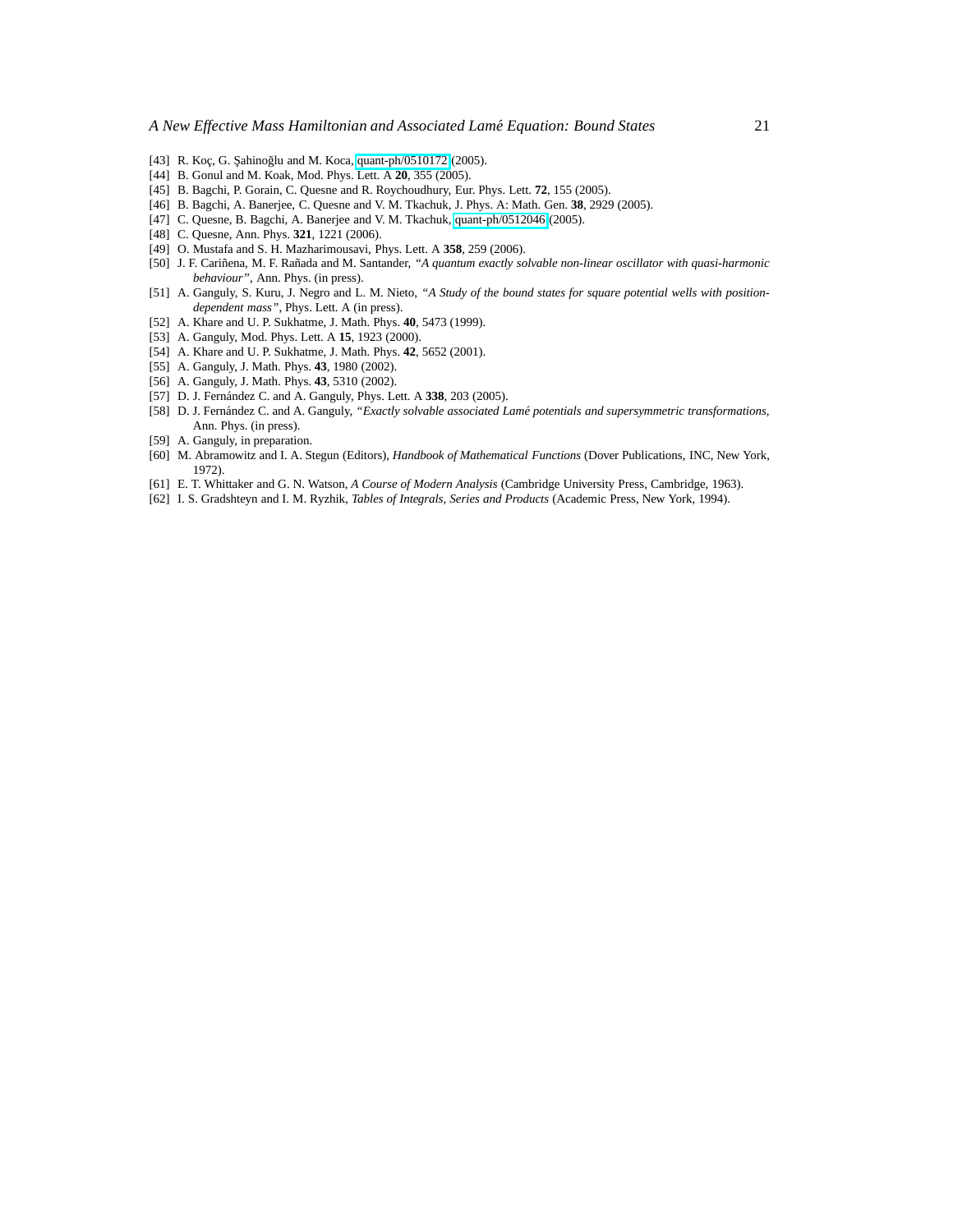[43] R. Koç, G. Şahinoğlu and M. Koca, quant-ph/0510172 (2005).
[44] B. Gonul and M. Koak, Mod. Phys. Lett. A **20**, 355 (2005).
[45] B. Bagchi, P. Gorain, C. Quesne and R. Roychoudhury, Eur. Phys. Lett. **72**, 155 (2005).
[46] B. Bagchi, A. Banerjee, C. Quesne and V. M. Tkachuk, J. Phys. A: Math. Gen. **38**, 2929 (2005).
[47] C. Quesne, B. Bagchi, A. Banerjee and V. M. Tkachuk, quant-ph/0512046 (2005).
[48] C. Quesne, Ann. Phys. **321**, 1221 (2006).
[49] O. Mustafa and S. H. Mazharimousavi, Phys. Lett. A **358**, 259 (2006).
[50] J. F. Cariñena, M. F. Rañada and M. Santander, *"A quantum exactly solvable non-linear oscillator with quasi-harmonic behaviour"*, Ann. Phys. (in press).
[51] A. Ganguly, S. Kuru, J. Negro and L. M. Nieto, *"A Study of the bound states for square potential wells with position-dependent mass"*, Phys. Lett. A (in press).
[52] A. Khare and U. P. Sukhatme, J. Math. Phys. **40**, 5473 (1999).
[53] A. Ganguly, Mod. Phys. Lett. A **15**, 1923 (2000).
[54] A. Khare and U. P. Sukhatme, J. Math. Phys. **42**, 5652 (2001).
[55] A. Ganguly, J. Math. Phys. **43**, 1980 (2002).
[56] A. Ganguly, J. Math. Phys. **43**, 5310 (2002).
[57] D. J. Fernández C. and A. Ganguly, Phys. Lett. A **338**, 203 (2005).
[58] D. J. Fernández C. and A. Ganguly, *"Exactly solvable associated Lamé potentials and supersymmetric transformations*, Ann. Phys. (in press).
[59] A. Ganguly, in preparation.
[60] M. Abramowitz and I. A. Stegun (Editors), *Handbook of Mathematical Functions* (Dover Publications, INC, New York, 1972).
[61] E. T. Whittaker and G. N. Watson, *A Course of Modern Analysis* (Cambridge University Press, Cambridge, 1963).
[62] I. S. Gradshteyn and I. M. Ryzhik, *Tables of Integrals, Series and Products* (Academic Press, New York, 1994).